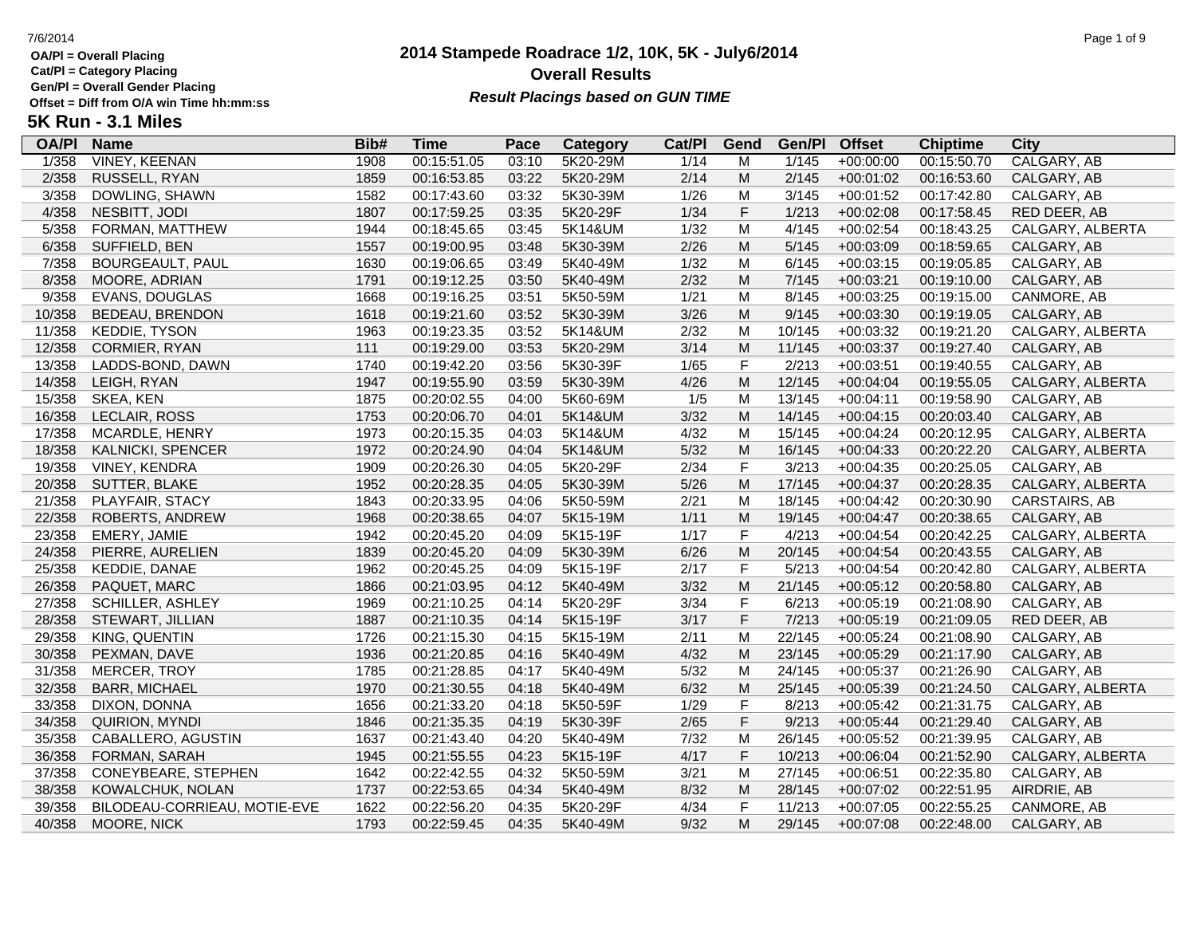OA/Pl = Overall Placing
Cat/Pl = Category Placing
Gen/Pl = Overall Gender Placing
Offset = Diff from O/A win Time hh:mm:ss

# 2014 Stampede Roadrace 1/2, 10K, 5K - July6/2014

## Overall Results

***Result Placings based on GUN TIME***

## 5K Run - 3.1 Miles

| OA/Pl | Name | Bib# | Time | Pace | Category | Cat/Pl | Gend | Gen/Pl | Offset | Chiptime | City |
|---|---|---|---|---|---|---|---|---|---|---|---|
| 1/358 | VINEY, KEENAN | 1908 | 00:15:51.05 | 03:10 | 5K20-29M | 1/14 | M | 1/145 | +00:00:00 | 00:15:50.70 | CALGARY, AB |
| 2/358 | RUSSELL, RYAN | 1859 | 00:16:53.85 | 03:22 | 5K20-29M | 2/14 | M | 2/145 | +00:01:02 | 00:16:53.60 | CALGARY, AB |
| 3/358 | DOWLING, SHAWN | 1582 | 00:17:43.60 | 03:32 | 5K30-39M | 1/26 | M | 3/145 | +00:01:52 | 00:17:42.80 | CALGARY, AB |
| 4/358 | NESBITT, JODI | 1807 | 00:17:59.25 | 03:35 | 5K20-29F | 1/34 | F | 1/213 | +00:02:08 | 00:17:58.45 | RED DEER, AB |
| 5/358 | FORMAN, MATTHEW | 1944 | 00:18:45.65 | 03:45 | 5K14&UM | 1/32 | M | 4/145 | +00:02:54 | 00:18:43.25 | CALGARY, ALBERTA |
| 6/358 | SUFFIELD, BEN | 1557 | 00:19:00.95 | 03:48 | 5K30-39M | 2/26 | M | 5/145 | +00:03:09 | 00:18:59.65 | CALGARY, AB |
| 7/358 | BOURGEAULT, PAUL | 1630 | 00:19:06.65 | 03:49 | 5K40-49M | 1/32 | M | 6/145 | +00:03:15 | 00:19:05.85 | CALGARY, AB |
| 8/358 | MOORE, ADRIAN | 1791 | 00:19:12.25 | 03:50 | 5K40-49M | 2/32 | M | 7/145 | +00:03:21 | 00:19:10.00 | CALGARY, AB |
| 9/358 | EVANS, DOUGLAS | 1668 | 00:19:16.25 | 03:51 | 5K50-59M | 1/21 | M | 8/145 | +00:03:25 | 00:19:15.00 | CANMORE, AB |
| 10/358 | BEDEAU, BRENDON | 1618 | 00:19:21.60 | 03:52 | 5K30-39M | 3/26 | M | 9/145 | +00:03:30 | 00:19:19.05 | CALGARY, AB |
| 11/358 | KEDDIE, TYSON | 1963 | 00:19:23.35 | 03:52 | 5K14&UM | 2/32 | M | 10/145 | +00:03:32 | 00:19:21.20 | CALGARY, ALBERTA |
| 12/358 | CORMIER, RYAN | 111 | 00:19:29.00 | 03:53 | 5K20-29M | 3/14 | M | 11/145 | +00:03:37 | 00:19:27.40 | CALGARY, AB |
| 13/358 | LADDS-BOND, DAWN | 1740 | 00:19:42.20 | 03:56 | 5K30-39F | 1/65 | F | 2/213 | +00:03:51 | 00:19:40.55 | CALGARY, AB |
| 14/358 | LEIGH, RYAN | 1947 | 00:19:55.90 | 03:59 | 5K30-39M | 4/26 | M | 12/145 | +00:04:04 | 00:19:55.05 | CALGARY, ALBERTA |
| 15/358 | SKEA, KEN | 1875 | 00:20:02.55 | 04:00 | 5K60-69M | 1/5 | M | 13/145 | +00:04:11 | 00:19:58.90 | CALGARY, AB |
| 16/358 | LECLAIR, ROSS | 1753 | 00:20:06.70 | 04:01 | 5K14&UM | 3/32 | M | 14/145 | +00:04:15 | 00:20:03.40 | CALGARY, AB |
| 17/358 | MCARDLE, HENRY | 1973 | 00:20:15.35 | 04:03 | 5K14&UM | 4/32 | M | 15/145 | +00:04:24 | 00:20:12.95 | CALGARY, ALBERTA |
| 18/358 | KALNICKI, SPENCER | 1972 | 00:20:24.90 | 04:04 | 5K14&UM | 5/32 | M | 16/145 | +00:04:33 | 00:20:22.20 | CALGARY, ALBERTA |
| 19/358 | VINEY, KENDRA | 1909 | 00:20:26.30 | 04:05 | 5K20-29F | 2/34 | F | 3/213 | +00:04:35 | 00:20:25.05 | CALGARY, AB |
| 20/358 | SUTTER, BLAKE | 1952 | 00:20:28.35 | 04:05 | 5K30-39M | 5/26 | M | 17/145 | +00:04:37 | 00:20:28.35 | CALGARY, ALBERTA |
| 21/358 | PLAYFAIR, STACY | 1843 | 00:20:33.95 | 04:06 | 5K50-59M | 2/21 | M | 18/145 | +00:04:42 | 00:20:30.90 | CARSTAIRS, AB |
| 22/358 | ROBERTS, ANDREW | 1968 | 00:20:38.65 | 04:07 | 5K15-19M | 1/11 | M | 19/145 | +00:04:47 | 00:20:38.65 | CALGARY, AB |
| 23/358 | EMERY, JAMIE | 1942 | 00:20:45.20 | 04:09 | 5K15-19F | 1/17 | F | 4/213 | +00:04:54 | 00:20:42.25 | CALGARY, ALBERTA |
| 24/358 | PIERRE, AURELIEN | 1839 | 00:20:45.20 | 04:09 | 5K30-39M | 6/26 | M | 20/145 | +00:04:54 | 00:20:43.55 | CALGARY, AB |
| 25/358 | KEDDIE, DANAE | 1962 | 00:20:45.25 | 04:09 | 5K15-19F | 2/17 | F | 5/213 | +00:04:54 | 00:20:42.80 | CALGARY, ALBERTA |
| 26/358 | PAQUET, MARC | 1866 | 00:21:03.95 | 04:12 | 5K40-49M | 3/32 | M | 21/145 | +00:05:12 | 00:20:58.80 | CALGARY, AB |
| 27/358 | SCHILLER, ASHLEY | 1969 | 00:21:10.25 | 04:14 | 5K20-29F | 3/34 | F | 6/213 | +00:05:19 | 00:21:08.90 | CALGARY, AB |
| 28/358 | STEWART, JILLIAN | 1887 | 00:21:10.35 | 04:14 | 5K15-19F | 3/17 | F | 7/213 | +00:05:19 | 00:21:09.05 | RED DEER, AB |
| 29/358 | KING, QUENTIN | 1726 | 00:21:15.30 | 04:15 | 5K15-19M | 2/11 | M | 22/145 | +00:05:24 | 00:21:08.90 | CALGARY, AB |
| 30/358 | PEXMAN, DAVE | 1936 | 00:21:20.85 | 04:16 | 5K40-49M | 4/32 | M | 23/145 | +00:05:29 | 00:21:17.90 | CALGARY, AB |
| 31/358 | MERCER, TROY | 1785 | 00:21:28.85 | 04:17 | 5K40-49M | 5/32 | M | 24/145 | +00:05:37 | 00:21:26.90 | CALGARY, AB |
| 32/358 | BARR, MICHAEL | 1970 | 00:21:30.55 | 04:18 | 5K40-49M | 6/32 | M | 25/145 | +00:05:39 | 00:21:24.50 | CALGARY, ALBERTA |
| 33/358 | DIXON, DONNA | 1656 | 00:21:33.20 | 04:18 | 5K50-59F | 1/29 | F | 8/213 | +00:05:42 | 00:21:31.75 | CALGARY, AB |
| 34/358 | QUIRION, MYNDI | 1846 | 00:21:35.35 | 04:19 | 5K30-39F | 2/65 | F | 9/213 | +00:05:44 | 00:21:29.40 | CALGARY, AB |
| 35/358 | CABALLERO, AGUSTIN | 1637 | 00:21:43.40 | 04:20 | 5K40-49M | 7/32 | M | 26/145 | +00:05:52 | 00:21:39.95 | CALGARY, AB |
| 36/358 | FORMAN, SARAH | 1945 | 00:21:55.55 | 04:23 | 5K15-19F | 4/17 | F | 10/213 | +00:06:04 | 00:21:52.90 | CALGARY, ALBERTA |
| 37/358 | CONEYBEARE, STEPHEN | 1642 | 00:22:42.55 | 04:32 | 5K50-59M | 3/21 | M | 27/145 | +00:06:51 | 00:22:35.80 | CALGARY, AB |
| 38/358 | KOWALCHUK, NOLAN | 1737 | 00:22:53.65 | 04:34 | 5K40-49M | 8/32 | M | 28/145 | +00:07:02 | 00:22:51.95 | AIRDRIE, AB |
| 39/358 | BILODEAU-CORRIEAU, MOTIE-EVE | 1622 | 00:22:56.20 | 04:35 | 5K20-29F | 4/34 | F | 11/213 | +00:07:05 | 00:22:55.25 | CANMORE, AB |
| 40/358 | MOORE, NICK | 1793 | 00:22:59.45 | 04:35 | 5K40-49M | 9/32 | M | 29/145 | +00:07:08 | 00:22:48.00 | CALGARY, AB |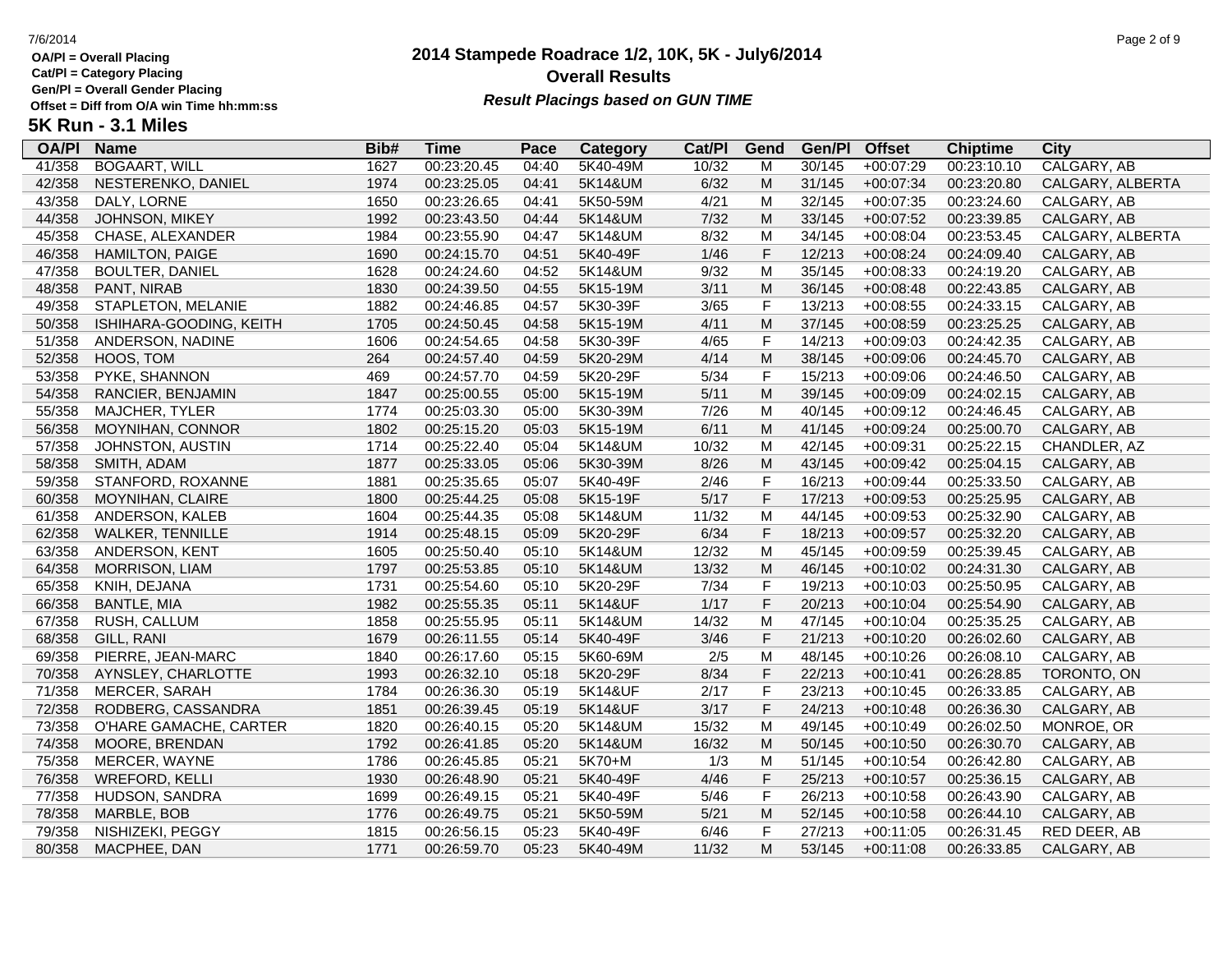**OA/Pl = Overall Placing**
**Cat/Pl = Category Placing**
**Gen/Pl = Overall Gender Placing**
**Offset = Diff from O/A win Time hh:mm:ss**

# 2014 Stampede Roadrace 1/2, 10K, 5K - July6/2014

## Overall Results

***Result Placings based on GUN TIME***

### 5K Run - 3.1 Miles

| OA/Pl | Name | Bib# | Time | Pace | Category | Cat/Pl | Gend | Gen/Pl | Offset | Chiptime | City |
|---|---|---|---|---|---|---|---|---|---|---|---|
| 41/358 | BOGAART, WILL | 1627 | 00:23:20.45 | 04:40 | 5K40-49M | 10/32 | M | 30/145 | +00:07:29 | 00:23:10.10 | CALGARY, AB |
| 42/358 | NESTERENKO, DANIEL | 1974 | 00:23:25.05 | 04:41 | 5K14&UM | 6/32 | M | 31/145 | +00:07:34 | 00:23:20.80 | CALGARY, ALBERTA |
| 43/358 | DALY, LORNE | 1650 | 00:23:26.65 | 04:41 | 5K50-59M | 4/21 | M | 32/145 | +00:07:35 | 00:23:24.60 | CALGARY, AB |
| 44/358 | JOHNSON, MIKEY | 1992 | 00:23:43.50 | 04:44 | 5K14&UM | 7/32 | M | 33/145 | +00:07:52 | 00:23:39.85 | CALGARY, AB |
| 45/358 | CHASE, ALEXANDER | 1984 | 00:23:55.90 | 04:47 | 5K14&UM | 8/32 | M | 34/145 | +00:08:04 | 00:23:53.45 | CALGARY, ALBERTA |
| 46/358 | HAMILTON, PAIGE | 1690 | 00:24:15.70 | 04:51 | 5K40-49F | 1/46 | F | 12/213 | +00:08:24 | 00:24:09.40 | CALGARY, AB |
| 47/358 | BOULTER, DANIEL | 1628 | 00:24:24.60 | 04:52 | 5K14&UM | 9/32 | M | 35/145 | +00:08:33 | 00:24:19.20 | CALGARY, AB |
| 48/358 | PANT, NIRAB | 1830 | 00:24:39.50 | 04:55 | 5K15-19M | 3/11 | M | 36/145 | +00:08:48 | 00:22:43.85 | CALGARY, AB |
| 49/358 | STAPLETON, MELANIE | 1882 | 00:24:46.85 | 04:57 | 5K30-39F | 3/65 | F | 13/213 | +00:08:55 | 00:24:33.15 | CALGARY, AB |
| 50/358 | ISHIHARA-GOODING, KEITH | 1705 | 00:24:50.45 | 04:58 | 5K15-19M | 4/11 | M | 37/145 | +00:08:59 | 00:23:25.25 | CALGARY, AB |
| 51/358 | ANDERSON, NADINE | 1606 | 00:24:54.65 | 04:58 | 5K30-39F | 4/65 | F | 14/213 | +00:09:03 | 00:24:42.35 | CALGARY, AB |
| 52/358 | HOOS, TOM | 264 | 00:24:57.40 | 04:59 | 5K20-29M | 4/14 | M | 38/145 | +00:09:06 | 00:24:45.70 | CALGARY, AB |
| 53/358 | PYKE, SHANNON | 469 | 00:24:57.70 | 04:59 | 5K20-29F | 5/34 | F | 15/213 | +00:09:06 | 00:24:46.50 | CALGARY, AB |
| 54/358 | RANCIER, BENJAMIN | 1847 | 00:25:00.55 | 05:00 | 5K15-19M | 5/11 | M | 39/145 | +00:09:09 | 00:24:02.15 | CALGARY, AB |
| 55/358 | MAJCHER, TYLER | 1774 | 00:25:03.30 | 05:00 | 5K30-39M | 7/26 | M | 40/145 | +00:09:12 | 00:24:46.45 | CALGARY, AB |
| 56/358 | MOYNIHAN, CONNOR | 1802 | 00:25:15.20 | 05:03 | 5K15-19M | 6/11 | M | 41/145 | +00:09:24 | 00:25:00.70 | CALGARY, AB |
| 57/358 | JOHNSTON, AUSTIN | 1714 | 00:25:22.40 | 05:04 | 5K14&UM | 10/32 | M | 42/145 | +00:09:31 | 00:25:22.15 | CHANDLER, AZ |
| 58/358 | SMITH, ADAM | 1877 | 00:25:33.05 | 05:06 | 5K30-39M | 8/26 | M | 43/145 | +00:09:42 | 00:25:04.15 | CALGARY, AB |
| 59/358 | STANFORD, ROXANNE | 1881 | 00:25:35.65 | 05:07 | 5K40-49F | 2/46 | F | 16/213 | +00:09:44 | 00:25:33.50 | CALGARY, AB |
| 60/358 | MOYNIHAN, CLAIRE | 1800 | 00:25:44.25 | 05:08 | 5K15-19F | 5/17 | F | 17/213 | +00:09:53 | 00:25:25.95 | CALGARY, AB |
| 61/358 | ANDERSON, KALEB | 1604 | 00:25:44.35 | 05:08 | 5K14&UM | 11/32 | M | 44/145 | +00:09:53 | 00:25:32.90 | CALGARY, AB |
| 62/358 | WALKER, TENNILLE | 1914 | 00:25:48.15 | 05:09 | 5K20-29F | 6/34 | F | 18/213 | +00:09:57 | 00:25:32.20 | CALGARY, AB |
| 63/358 | ANDERSON, KENT | 1605 | 00:25:50.40 | 05:10 | 5K14&UM | 12/32 | M | 45/145 | +00:09:59 | 00:25:39.45 | CALGARY, AB |
| 64/358 | MORRISON, LIAM | 1797 | 00:25:53.85 | 05:10 | 5K14&UM | 13/32 | M | 46/145 | +00:10:02 | 00:24:31.30 | CALGARY, AB |
| 65/358 | KNIH, DEJANA | 1731 | 00:25:54.60 | 05:10 | 5K20-29F | 7/34 | F | 19/213 | +00:10:03 | 00:25:50.95 | CALGARY, AB |
| 66/358 | BANTLE, MIA | 1982 | 00:25:55.35 | 05:11 | 5K14&UF | 1/17 | F | 20/213 | +00:10:04 | 00:25:54.90 | CALGARY, AB |
| 67/358 | RUSH, CALLUM | 1858 | 00:25:55.95 | 05:11 | 5K14&UM | 14/32 | M | 47/145 | +00:10:04 | 00:25:35.25 | CALGARY, AB |
| 68/358 | GILL, RANI | 1679 | 00:26:11.55 | 05:14 | 5K40-49F | 3/46 | F | 21/213 | +00:10:20 | 00:26:02.60 | CALGARY, AB |
| 69/358 | PIERRE, JEAN-MARC | 1840 | 00:26:17.60 | 05:15 | 5K60-69M | 2/5 | M | 48/145 | +00:10:26 | 00:26:08.10 | CALGARY, AB |
| 70/358 | AYNSLEY, CHARLOTTE | 1993 | 00:26:32.10 | 05:18 | 5K20-29F | 8/34 | F | 22/213 | +00:10:41 | 00:26:28.85 | TORONTO, ON |
| 71/358 | MERCER, SARAH | 1784 | 00:26:36.30 | 05:19 | 5K14&UF | 2/17 | F | 23/213 | +00:10:45 | 00:26:33.85 | CALGARY, AB |
| 72/358 | RODBERG, CASSANDRA | 1851 | 00:26:39.45 | 05:19 | 5K14&UF | 3/17 | F | 24/213 | +00:10:48 | 00:26:36.30 | CALGARY, AB |
| 73/358 | O'HARE GAMACHE, CARTER | 1820 | 00:26:40.15 | 05:20 | 5K14&UM | 15/32 | M | 49/145 | +00:10:49 | 00:26:02.50 | MONROE, OR |
| 74/358 | MOORE, BRENDAN | 1792 | 00:26:41.85 | 05:20 | 5K14&UM | 16/32 | M | 50/145 | +00:10:50 | 00:26:30.70 | CALGARY, AB |
| 75/358 | MERCER, WAYNE | 1786 | 00:26:45.85 | 05:21 | 5K70+M | 1/3 | M | 51/145 | +00:10:54 | 00:26:42.80 | CALGARY, AB |
| 76/358 | WREFORD, KELLI | 1930 | 00:26:48.90 | 05:21 | 5K40-49F | 4/46 | F | 25/213 | +00:10:57 | 00:25:36.15 | CALGARY, AB |
| 77/358 | HUDSON, SANDRA | 1699 | 00:26:49.15 | 05:21 | 5K40-49F | 5/46 | F | 26/213 | +00:10:58 | 00:26:43.90 | CALGARY, AB |
| 78/358 | MARBLE, BOB | 1776 | 00:26:49.75 | 05:21 | 5K50-59M | 5/21 | M | 52/145 | +00:10:58 | 00:26:44.10 | CALGARY, AB |
| 79/358 | NISHIZEKI, PEGGY | 1815 | 00:26:56.15 | 05:23 | 5K40-49F | 6/46 | F | 27/213 | +00:11:05 | 00:26:31.45 | RED DEER, AB |
| 80/358 | MACPHEE, DAN | 1771 | 00:26:59.70 | 05:23 | 5K40-49M | 11/32 | M | 53/145 | +00:11:08 | 00:26:33.85 | CALGARY, AB |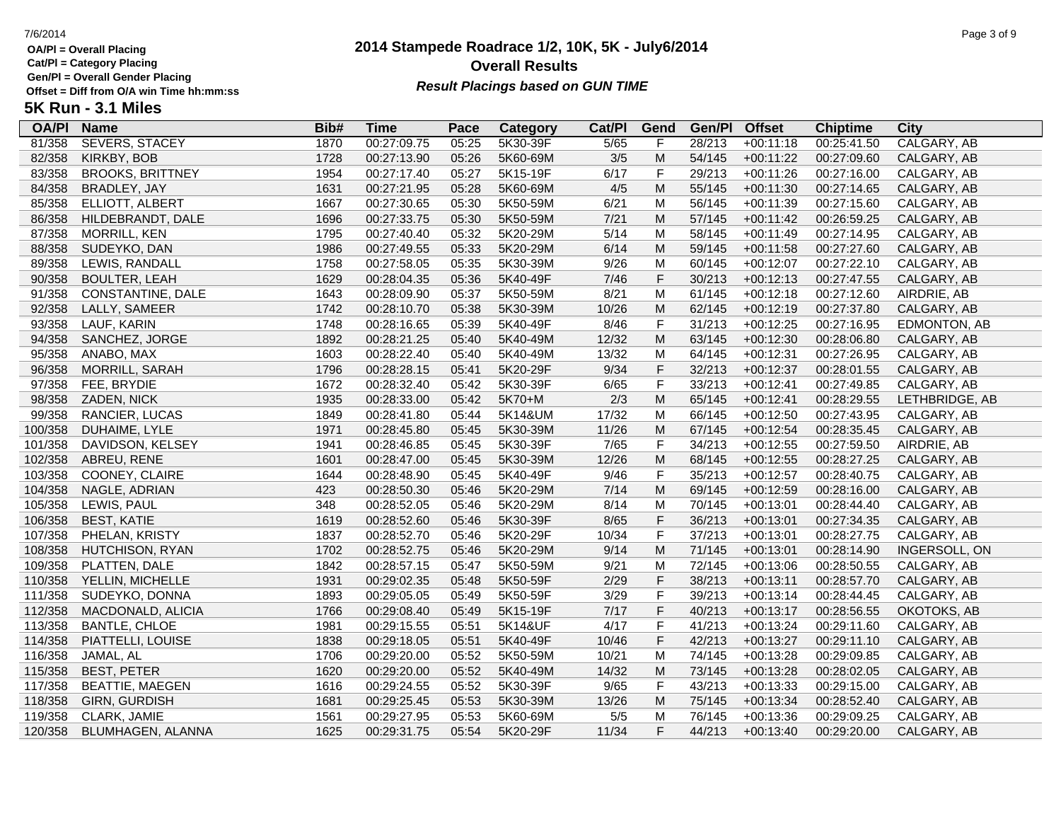OA/Pl = Overall Placing
Cat/Pl = Category Placing
Gen/Pl = Overall Gender Placing
Offset = Diff from O/A win Time hh:mm:ss

# 2014 Stampede Roadrace 1/2, 10K, 5K - July6/2014

## Overall Results

***Result Placings based on GUN TIME***

### 5K Run - 3.1 Miles

| OA/Pl | Name | Bib# | Time | Pace | Category | Cat/Pl | Gend | Gen/Pl | Offset | Chiptime | City |
|---|---|---|---|---|---|---|---|---|---|---|---|
| 81/358 | SEVERS, STACEY | 1870 | 00:27:09.75 | 05:25 | 5K30-39F | 5/65 | F | 28/213 | +00:11:18 | 00:25:41.50 | CALGARY, AB |
| 82/358 | KIRKBY, BOB | 1728 | 00:27:13.90 | 05:26 | 5K60-69M | 3/5 | M | 54/145 | +00:11:22 | 00:27:09.60 | CALGARY, AB |
| 83/358 | BROOKS, BRITTNEY | 1954 | 00:27:17.40 | 05:27 | 5K15-19F | 6/17 | F | 29/213 | +00:11:26 | 00:27:16.00 | CALGARY, AB |
| 84/358 | BRADLEY, JAY | 1631 | 00:27:21.95 | 05:28 | 5K60-69M | 4/5 | M | 55/145 | +00:11:30 | 00:27:14.65 | CALGARY, AB |
| 85/358 | ELLIOTT, ALBERT | 1667 | 00:27:30.65 | 05:30 | 5K50-59M | 6/21 | M | 56/145 | +00:11:39 | 00:27:15.60 | CALGARY, AB |
| 86/358 | HILDEBRANDT, DALE | 1696 | 00:27:33.75 | 05:30 | 5K50-59M | 7/21 | M | 57/145 | +00:11:42 | 00:26:59.25 | CALGARY, AB |
| 87/358 | MORRILL, KEN | 1795 | 00:27:40.40 | 05:32 | 5K20-29M | 5/14 | M | 58/145 | +00:11:49 | 00:27:14.95 | CALGARY, AB |
| 88/358 | SUDEYKO, DAN | 1986 | 00:27:49.55 | 05:33 | 5K20-29M | 6/14 | M | 59/145 | +00:11:58 | 00:27:27.60 | CALGARY, AB |
| 89/358 | LEWIS, RANDALL | 1758 | 00:27:58.05 | 05:35 | 5K30-39M | 9/26 | M | 60/145 | +00:12:07 | 00:27:22.10 | CALGARY, AB |
| 90/358 | BOULTER, LEAH | 1629 | 00:28:04.35 | 05:36 | 5K40-49F | 7/46 | F | 30/213 | +00:12:13 | 00:27:47.55 | CALGARY, AB |
| 91/358 | CONSTANTINE, DALE | 1643 | 00:28:09.90 | 05:37 | 5K50-59M | 8/21 | M | 61/145 | +00:12:18 | 00:27:12.60 | AIRDRIE, AB |
| 92/358 | LALLY, SAMEER | 1742 | 00:28:10.70 | 05:38 | 5K30-39M | 10/26 | M | 62/145 | +00:12:19 | 00:27:37.80 | CALGARY, AB |
| 93/358 | LAUF, KARIN | 1748 | 00:28:16.65 | 05:39 | 5K40-49F | 8/46 | F | 31/213 | +00:12:25 | 00:27:16.95 | EDMONTON, AB |
| 94/358 | SANCHEZ, JORGE | 1892 | 00:28:21.25 | 05:40 | 5K40-49M | 12/32 | M | 63/145 | +00:12:30 | 00:28:06.80 | CALGARY, AB |
| 95/358 | ANABO, MAX | 1603 | 00:28:22.40 | 05:40 | 5K40-49M | 13/32 | M | 64/145 | +00:12:31 | 00:27:26.95 | CALGARY, AB |
| 96/358 | MORRILL, SARAH | 1796 | 00:28:28.15 | 05:41 | 5K20-29F | 9/34 | F | 32/213 | +00:12:37 | 00:28:01.55 | CALGARY, AB |
| 97/358 | FEE, BRYDIE | 1672 | 00:28:32.40 | 05:42 | 5K30-39F | 6/65 | F | 33/213 | +00:12:41 | 00:27:49.85 | CALGARY, AB |
| 98/358 | ZADEN, NICK | 1935 | 00:28:33.00 | 05:42 | 5K70+M | 2/3 | M | 65/145 | +00:12:41 | 00:28:29.55 | LETHBRIDGE, AB |
| 99/358 | RANCIER, LUCAS | 1849 | 00:28:41.80 | 05:44 | 5K14&UM | 17/32 | M | 66/145 | +00:12:50 | 00:27:43.95 | CALGARY, AB |
| 100/358 | DUHAIME, LYLE | 1971 | 00:28:45.80 | 05:45 | 5K30-39M | 11/26 | M | 67/145 | +00:12:54 | 00:28:35.45 | CALGARY, AB |
| 101/358 | DAVIDSON, KELSEY | 1941 | 00:28:46.85 | 05:45 | 5K30-39F | 7/65 | F | 34/213 | +00:12:55 | 00:27:59.50 | AIRDRIE, AB |
| 102/358 | ABREU, RENE | 1601 | 00:28:47.00 | 05:45 | 5K30-39M | 12/26 | M | 68/145 | +00:12:55 | 00:28:27.25 | CALGARY, AB |
| 103/358 | COONEY, CLAIRE | 1644 | 00:28:48.90 | 05:45 | 5K40-49F | 9/46 | F | 35/213 | +00:12:57 | 00:28:40.75 | CALGARY, AB |
| 104/358 | NAGLE, ADRIAN | 423 | 00:28:50.30 | 05:46 | 5K20-29M | 7/14 | M | 69/145 | +00:12:59 | 00:28:16.00 | CALGARY, AB |
| 105/358 | LEWIS, PAUL | 348 | 00:28:52.05 | 05:46 | 5K20-29M | 8/14 | M | 70/145 | +00:13:01 | 00:28:44.40 | CALGARY, AB |
| 106/358 | BEST, KATIE | 1619 | 00:28:52.60 | 05:46 | 5K30-39F | 8/65 | F | 36/213 | +00:13:01 | 00:27:34.35 | CALGARY, AB |
| 107/358 | PHELAN, KRISTY | 1837 | 00:28:52.70 | 05:46 | 5K20-29F | 10/34 | F | 37/213 | +00:13:01 | 00:28:27.75 | CALGARY, AB |
| 108/358 | HUTCHISON, RYAN | 1702 | 00:28:52.75 | 05:46 | 5K20-29M | 9/14 | M | 71/145 | +00:13:01 | 00:28:14.90 | INGERSOLL, ON |
| 109/358 | PLATTEN, DALE | 1842 | 00:28:57.15 | 05:47 | 5K50-59M | 9/21 | M | 72/145 | +00:13:06 | 00:28:50.55 | CALGARY, AB |
| 110/358 | YELLIN, MICHELLE | 1931 | 00:29:02.35 | 05:48 | 5K50-59F | 2/29 | F | 38/213 | +00:13:11 | 00:28:57.70 | CALGARY, AB |
| 111/358 | SUDEYKO, DONNA | 1893 | 00:29:05.05 | 05:49 | 5K50-59F | 3/29 | F | 39/213 | +00:13:14 | 00:28:44.45 | CALGARY, AB |
| 112/358 | MACDONALD, ALICIA | 1766 | 00:29:08.40 | 05:49 | 5K15-19F | 7/17 | F | 40/213 | +00:13:17 | 00:28:56.55 | OKOTOKS, AB |
| 113/358 | BANTLE, CHLOE | 1981 | 00:29:15.55 | 05:51 | 5K14&UF | 4/17 | F | 41/213 | +00:13:24 | 00:29:11.60 | CALGARY, AB |
| 114/358 | PIATTELLI, LOUISE | 1838 | 00:29:18.05 | 05:51 | 5K40-49F | 10/46 | F | 42/213 | +00:13:27 | 00:29:11.10 | CALGARY, AB |
| 116/358 | JAMAL, AL | 1706 | 00:29:20.00 | 05:52 | 5K50-59M | 10/21 | M | 74/145 | +00:13:28 | 00:29:09.85 | CALGARY, AB |
| 115/358 | BEST, PETER | 1620 | 00:29:20.00 | 05:52 | 5K40-49M | 14/32 | M | 73/145 | +00:13:28 | 00:28:02.05 | CALGARY, AB |
| 117/358 | BEATTIE, MAEGEN | 1616 | 00:29:24.55 | 05:52 | 5K30-39F | 9/65 | F | 43/213 | +00:13:33 | 00:29:15.00 | CALGARY, AB |
| 118/358 | GIRN, GURDISH | 1681 | 00:29:25.45 | 05:53 | 5K30-39M | 13/26 | M | 75/145 | +00:13:34 | 00:28:52.40 | CALGARY, AB |
| 119/358 | CLARK, JAMIE | 1561 | 00:29:27.95 | 05:53 | 5K60-69M | 5/5 | M | 76/145 | +00:13:36 | 00:29:09.25 | CALGARY, AB |
| 120/358 | BLUMHAGEN, ALANNA | 1625 | 00:29:31.75 | 05:54 | 5K20-29F | 11/34 | F | 44/213 | +00:13:40 | 00:29:20.00 | CALGARY, AB |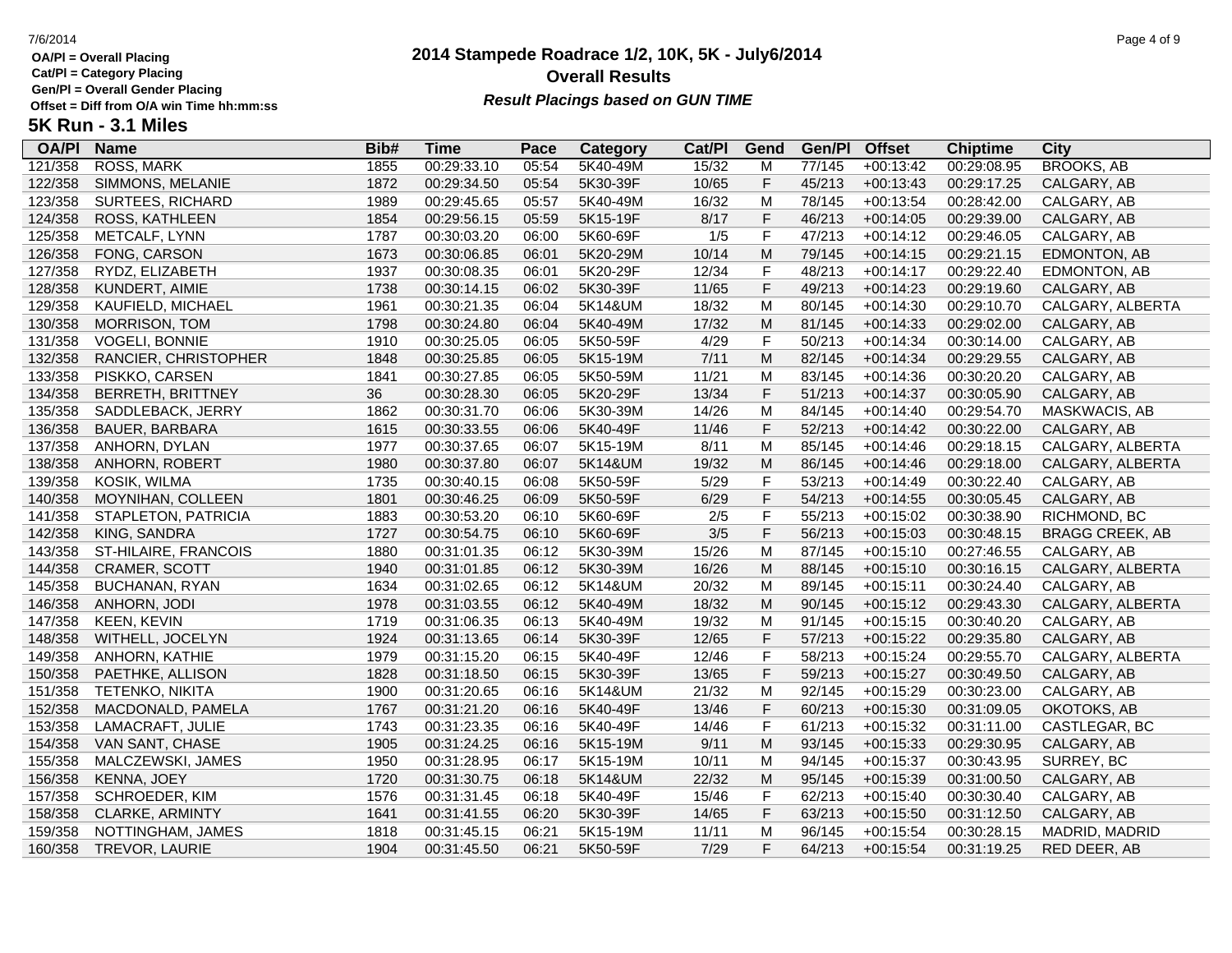**OA/Pl = Overall Placing**
**Cat/Pl = Category Placing**
**Gen/Pl = Overall Gender Placing**
**Offset = Diff from O/A win Time hh:mm:ss**

# 2014 Stampede Roadrace 1/2, 10K, 5K - July6/2014
## Overall Results
***Result Placings based on GUN TIME***

## 5K Run - 3.1 Miles

| OA/Pl | Name | Bib# | Time | Pace | Category | Cat/Pl | Gend | Gen/Pl | Offset | Chiptime | City |
|---|---|---|---|---|---|---|---|---|---|---|---|
| 121/358 | ROSS, MARK | 1855 | 00:29:33.10 | 05:54 | 5K40-49M | 15/32 | M | 77/145 | +00:13:42 | 00:29:08.95 | BROOKS, AB |
| 122/358 | SIMMONS, MELANIE | 1872 | 00:29:34.50 | 05:54 | 5K30-39F | 10/65 | F | 45/213 | +00:13:43 | 00:29:17.25 | CALGARY, AB |
| 123/358 | SURTEES, RICHARD | 1989 | 00:29:45.65 | 05:57 | 5K40-49M | 16/32 | M | 78/145 | +00:13:54 | 00:28:42.00 | CALGARY, AB |
| 124/358 | ROSS, KATHLEEN | 1854 | 00:29:56.15 | 05:59 | 5K15-19F | 8/17 | F | 46/213 | +00:14:05 | 00:29:39.00 | CALGARY, AB |
| 125/358 | METCALF, LYNN | 1787 | 00:30:03.20 | 06:00 | 5K60-69F | 1/5 | F | 47/213 | +00:14:12 | 00:29:46.05 | CALGARY, AB |
| 126/358 | FONG, CARSON | 1673 | 00:30:06.85 | 06:01 | 5K20-29M | 10/14 | M | 79/145 | +00:14:15 | 00:29:21.15 | EDMONTON, AB |
| 127/358 | RYDZ, ELIZABETH | 1937 | 00:30:08.35 | 06:01 | 5K20-29F | 12/34 | F | 48/213 | +00:14:17 | 00:29:22.40 | EDMONTON, AB |
| 128/358 | KUNDERT, AIMIE | 1738 | 00:30:14.15 | 06:02 | 5K30-39F | 11/65 | F | 49/213 | +00:14:23 | 00:29:19.60 | CALGARY, AB |
| 129/358 | KAUFIELD, MICHAEL | 1961 | 00:30:21.35 | 06:04 | 5K14&UM | 18/32 | M | 80/145 | +00:14:30 | 00:29:10.70 | CALGARY, ALBERTA |
| 130/358 | MORRISON, TOM | 1798 | 00:30:24.80 | 06:04 | 5K40-49M | 17/32 | M | 81/145 | +00:14:33 | 00:29:02.00 | CALGARY, AB |
| 131/358 | VOGELI, BONNIE | 1910 | 00:30:25.05 | 06:05 | 5K50-59F | 4/29 | F | 50/213 | +00:14:34 | 00:30:14.00 | CALGARY, AB |
| 132/358 | RANCIER, CHRISTOPHER | 1848 | 00:30:25.85 | 06:05 | 5K15-19M | 7/11 | M | 82/145 | +00:14:34 | 00:29:29.55 | CALGARY, AB |
| 133/358 | PISKKO, CARSEN | 1841 | 00:30:27.85 | 06:05 | 5K50-59M | 11/21 | M | 83/145 | +00:14:36 | 00:30:20.20 | CALGARY, AB |
| 134/358 | BERRETH, BRITTNEY | 36 | 00:30:28.30 | 06:05 | 5K20-29F | 13/34 | F | 51/213 | +00:14:37 | 00:30:05.90 | CALGARY, AB |
| 135/358 | SADDLEBACK, JERRY | 1862 | 00:30:31.70 | 06:06 | 5K30-39M | 14/26 | M | 84/145 | +00:14:40 | 00:29:54.70 | MASKWACIS, AB |
| 136/358 | BAUER, BARBARA | 1615 | 00:30:33.55 | 06:06 | 5K40-49F | 11/46 | F | 52/213 | +00:14:42 | 00:30:22.00 | CALGARY, AB |
| 137/358 | ANHORN, DYLAN | 1977 | 00:30:37.65 | 06:07 | 5K15-19M | 8/11 | M | 85/145 | +00:14:46 | 00:29:18.15 | CALGARY, ALBERTA |
| 138/358 | ANHORN, ROBERT | 1980 | 00:30:37.80 | 06:07 | 5K14&UM | 19/32 | M | 86/145 | +00:14:46 | 00:29:18.00 | CALGARY, ALBERTA |
| 139/358 | KOSIK, WILMA | 1735 | 00:30:40.15 | 06:08 | 5K50-59F | 5/29 | F | 53/213 | +00:14:49 | 00:30:22.40 | CALGARY, AB |
| 140/358 | MOYNIHAN, COLLEEN | 1801 | 00:30:46.25 | 06:09 | 5K50-59F | 6/29 | F | 54/213 | +00:14:55 | 00:30:05.45 | CALGARY, AB |
| 141/358 | STAPLETON, PATRICIA | 1883 | 00:30:53.20 | 06:10 | 5K60-69F | 2/5 | F | 55/213 | +00:15:02 | 00:30:38.90 | RICHMOND, BC |
| 142/358 | KING, SANDRA | 1727 | 00:30:54.75 | 06:10 | 5K60-69F | 3/5 | F | 56/213 | +00:15:03 | 00:30:48.15 | BRAGG CREEK, AB |
| 143/358 | ST-HILAIRE, FRANCOIS | 1880 | 00:31:01.35 | 06:12 | 5K30-39M | 15/26 | M | 87/145 | +00:15:10 | 00:27:46.55 | CALGARY, AB |
| 144/358 | CRAMER, SCOTT | 1940 | 00:31:01.85 | 06:12 | 5K30-39M | 16/26 | M | 88/145 | +00:15:10 | 00:30:16.15 | CALGARY, ALBERTA |
| 145/358 | BUCHANAN, RYAN | 1634 | 00:31:02.65 | 06:12 | 5K14&UM | 20/32 | M | 89/145 | +00:15:11 | 00:30:24.40 | CALGARY, AB |
| 146/358 | ANHORN, JODI | 1978 | 00:31:03.55 | 06:12 | 5K40-49M | 18/32 | M | 90/145 | +00:15:12 | 00:29:43.30 | CALGARY, ALBERTA |
| 147/358 | KEEN, KEVIN | 1719 | 00:31:06.35 | 06:13 | 5K40-49M | 19/32 | M | 91/145 | +00:15:15 | 00:30:40.20 | CALGARY, AB |
| 148/358 | WITHELL, JOCELYN | 1924 | 00:31:13.65 | 06:14 | 5K30-39F | 12/65 | F | 57/213 | +00:15:22 | 00:29:35.80 | CALGARY, AB |
| 149/358 | ANHORN, KATHIE | 1979 | 00:31:15.20 | 06:15 | 5K40-49F | 12/46 | F | 58/213 | +00:15:24 | 00:29:55.70 | CALGARY, ALBERTA |
| 150/358 | PAETHKE, ALLISON | 1828 | 00:31:18.50 | 06:15 | 5K30-39F | 13/65 | F | 59/213 | +00:15:27 | 00:30:49.50 | CALGARY, AB |
| 151/358 | TETENKO, NIKITA | 1900 | 00:31:20.65 | 06:16 | 5K14&UM | 21/32 | M | 92/145 | +00:15:29 | 00:30:23.00 | CALGARY, AB |
| 152/358 | MACDONALD, PAMELA | 1767 | 00:31:21.20 | 06:16 | 5K40-49F | 13/46 | F | 60/213 | +00:15:30 | 00:31:09.05 | OKOTOKS, AB |
| 153/358 | LAMACRAFT, JULIE | 1743 | 00:31:23.35 | 06:16 | 5K40-49F | 14/46 | F | 61/213 | +00:15:32 | 00:31:11.00 | CASTLEGAR, BC |
| 154/358 | VAN SANT, CHASE | 1905 | 00:31:24.25 | 06:16 | 5K15-19M | 9/11 | M | 93/145 | +00:15:33 | 00:29:30.95 | CALGARY, AB |
| 155/358 | MALCZEWSKI, JAMES | 1950 | 00:31:28.95 | 06:17 | 5K15-19M | 10/11 | M | 94/145 | +00:15:37 | 00:30:43.95 | SURREY, BC |
| 156/358 | KENNA, JOEY | 1720 | 00:31:30.75 | 06:18 | 5K14&UM | 22/32 | M | 95/145 | +00:15:39 | 00:31:00.50 | CALGARY, AB |
| 157/358 | SCHROEDER, KIM | 1576 | 00:31:31.45 | 06:18 | 5K40-49F | 15/46 | F | 62/213 | +00:15:40 | 00:30:30.40 | CALGARY, AB |
| 158/358 | CLARKE, ARMINTY | 1641 | 00:31:41.55 | 06:20 | 5K30-39F | 14/65 | F | 63/213 | +00:15:50 | 00:31:12.50 | CALGARY, AB |
| 159/358 | NOTTINGHAM, JAMES | 1818 | 00:31:45.15 | 06:21 | 5K15-19M | 11/11 | M | 96/145 | +00:15:54 | 00:30:28.15 | MADRID, MADRID |
| 160/358 | TREVOR, LAURIE | 1904 | 00:31:45.50 | 06:21 | 5K50-59F | 7/29 | F | 64/213 | +00:15:54 | 00:31:19.25 | RED DEER, AB |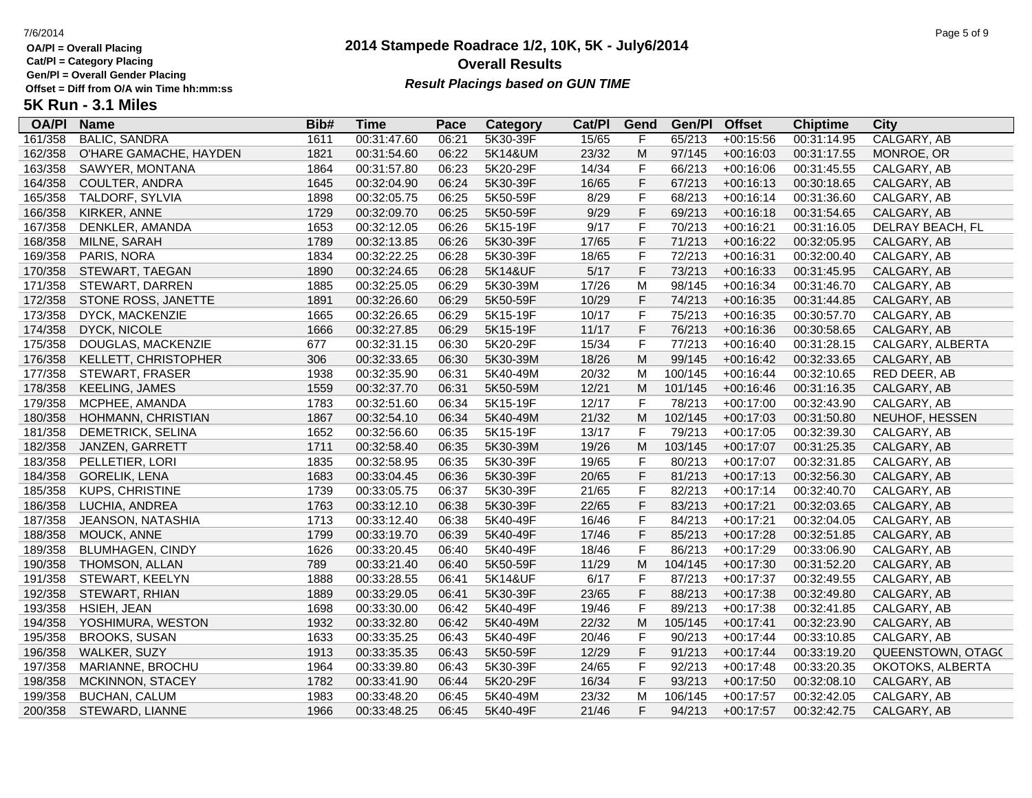# 2014 Stampede Roadrace 1/2, 10K, 5K - July6/2014

## Overall Results

***Result Placings based on GUN TIME***

7/6/2014

**OA/Pl = Overall Placing**
**Cat/Pl = Category Placing**
**Gen/Pl = Overall Gender Placing**
**Offset = Diff from O/A win Time hh:mm:ss**

## 5K Run - 3.1 Miles

| OA/Pl | Name | Bib# | Time | Pace | Category | Cat/Pl | Gend | Gen/Pl | Offset | Chiptime | City |
|---|---|---|---|---|---|---|---|---|---|---|---|
| 161/358 | BALIC, SANDRA | 1611 | 00:31:47.60 | 06:21 | 5K30-39F | 15/65 | F | 65/213 | +00:15:56 | 00:31:14.95 | CALGARY, AB |
| 162/358 | O'HARE GAMACHE, HAYDEN | 1821 | 00:31:54.60 | 06:22 | 5K14&UM | 23/32 | M | 97/145 | +00:16:03 | 00:31:17.55 | MONROE, OR |
| 163/358 | SAWYER, MONTANA | 1864 | 00:31:57.80 | 06:23 | 5K20-29F | 14/34 | F | 66/213 | +00:16:06 | 00:31:45.55 | CALGARY, AB |
| 164/358 | COULTER, ANDRA | 1645 | 00:32:04.90 | 06:24 | 5K30-39F | 16/65 | F | 67/213 | +00:16:13 | 00:30:18.65 | CALGARY, AB |
| 165/358 | TALDORF, SYLVIA | 1898 | 00:32:05.75 | 06:25 | 5K50-59F | 8/29 | F | 68/213 | +00:16:14 | 00:31:36.60 | CALGARY, AB |
| 166/358 | KIRKER, ANNE | 1729 | 00:32:09.70 | 06:25 | 5K50-59F | 9/29 | F | 69/213 | +00:16:18 | 00:31:54.65 | CALGARY, AB |
| 167/358 | DENKLER, AMANDA | 1653 | 00:32:12.05 | 06:26 | 5K15-19F | 9/17 | F | 70/213 | +00:16:21 | 00:31:16.05 | DELRAY BEACH, FL |
| 168/358 | MILNE, SARAH | 1789 | 00:32:13.85 | 06:26 | 5K30-39F | 17/65 | F | 71/213 | +00:16:22 | 00:32:05.95 | CALGARY, AB |
| 169/358 | PARIS, NORA | 1834 | 00:32:22.25 | 06:28 | 5K30-39F | 18/65 | F | 72/213 | +00:16:31 | 00:32:00.40 | CALGARY, AB |
| 170/358 | STEWART, TAEGAN | 1890 | 00:32:24.65 | 06:28 | 5K14&UF | 5/17 | F | 73/213 | +00:16:33 | 00:31:45.95 | CALGARY, AB |
| 171/358 | STEWART, DARREN | 1885 | 00:32:25.05 | 06:29 | 5K30-39M | 17/26 | M | 98/145 | +00:16:34 | 00:31:46.70 | CALGARY, AB |
| 172/358 | STONE ROSS, JANETTE | 1891 | 00:32:26.60 | 06:29 | 5K50-59F | 10/29 | F | 74/213 | +00:16:35 | 00:31:44.85 | CALGARY, AB |
| 173/358 | DYCK, MACKENZIE | 1665 | 00:32:26.65 | 06:29 | 5K15-19F | 10/17 | F | 75/213 | +00:16:35 | 00:30:57.70 | CALGARY, AB |
| 174/358 | DYCK, NICOLE | 1666 | 00:32:27.85 | 06:29 | 5K15-19F | 11/17 | F | 76/213 | +00:16:36 | 00:30:58.65 | CALGARY, AB |
| 175/358 | DOUGLAS, MACKENZIE | 677 | 00:32:31.15 | 06:30 | 5K20-29F | 15/34 | F | 77/213 | +00:16:40 | 00:31:28.15 | CALGARY, ALBERTA |
| 176/358 | KELLETT, CHRISTOPHER | 306 | 00:32:33.65 | 06:30 | 5K30-39M | 18/26 | M | 99/145 | +00:16:42 | 00:32:33.65 | CALGARY, AB |
| 177/358 | STEWART, FRASER | 1938 | 00:32:35.90 | 06:31 | 5K40-49M | 20/32 | M | 100/145 | +00:16:44 | 00:32:10.65 | RED DEER, AB |
| 178/358 | KEELING, JAMES | 1559 | 00:32:37.70 | 06:31 | 5K50-59M | 12/21 | M | 101/145 | +00:16:46 | 00:31:16.35 | CALGARY, AB |
| 179/358 | MCPHEE, AMANDA | 1783 | 00:32:51.60 | 06:34 | 5K15-19F | 12/17 | F | 78/213 | +00:17:00 | 00:32:43.90 | CALGARY, AB |
| 180/358 | HOHMANN, CHRISTIAN | 1867 | 00:32:54.10 | 06:34 | 5K40-49M | 21/32 | M | 102/145 | +00:17:03 | 00:31:50.80 | NEUHOF, HESSEN |
| 181/358 | DEMETRICK, SELINA | 1652 | 00:32:56.60 | 06:35 | 5K15-19F | 13/17 | F | 79/213 | +00:17:05 | 00:32:39.30 | CALGARY, AB |
| 182/358 | JANZEN, GARRETT | 1711 | 00:32:58.40 | 06:35 | 5K30-39M | 19/26 | M | 103/145 | +00:17:07 | 00:31:25.35 | CALGARY, AB |
| 183/358 | PELLETIER, LORI | 1835 | 00:32:58.95 | 06:35 | 5K30-39F | 19/65 | F | 80/213 | +00:17:07 | 00:32:31.85 | CALGARY, AB |
| 184/358 | GORELIK, LENA | 1683 | 00:33:04.45 | 06:36 | 5K30-39F | 20/65 | F | 81/213 | +00:17:13 | 00:32:56.30 | CALGARY, AB |
| 185/358 | KUPS, CHRISTINE | 1739 | 00:33:05.75 | 06:37 | 5K30-39F | 21/65 | F | 82/213 | +00:17:14 | 00:32:40.70 | CALGARY, AB |
| 186/358 | LUCHIA, ANDREA | 1763 | 00:33:12.10 | 06:38 | 5K30-39F | 22/65 | F | 83/213 | +00:17:21 | 00:32:03.65 | CALGARY, AB |
| 187/358 | JEANSON, NATASHIA | 1713 | 00:33:12.40 | 06:38 | 5K40-49F | 16/46 | F | 84/213 | +00:17:21 | 00:32:04.05 | CALGARY, AB |
| 188/358 | MOUCK, ANNE | 1799 | 00:33:19.70 | 06:39 | 5K40-49F | 17/46 | F | 85/213 | +00:17:28 | 00:32:51.85 | CALGARY, AB |
| 189/358 | BLUMHAGEN, CINDY | 1626 | 00:33:20.45 | 06:40 | 5K40-49F | 18/46 | F | 86/213 | +00:17:29 | 00:33:06.90 | CALGARY, AB |
| 190/358 | THOMSON, ALLAN | 789 | 00:33:21.40 | 06:40 | 5K50-59M | 11/29 | M | 104/145 | +00:17:30 | 00:31:52.20 | CALGARY, AB |
| 191/358 | STEWART, KEELYN | 1888 | 00:33:28.55 | 06:41 | 5K14&UF | 6/17 | F | 87/213 | +00:17:37 | 00:32:49.55 | CALGARY, AB |
| 192/358 | STEWART, RHIAN | 1889 | 00:33:29.05 | 06:41 | 5K30-39F | 23/65 | F | 88/213 | +00:17:38 | 00:32:49.80 | CALGARY, AB |
| 193/358 | HSIEH, JEAN | 1698 | 00:33:30.00 | 06:42 | 5K40-49F | 19/46 | F | 89/213 | +00:17:38 | 00:32:41.85 | CALGARY, AB |
| 194/358 | YOSHIMURA, WESTON | 1932 | 00:33:32.80 | 06:42 | 5K40-49M | 22/32 | M | 105/145 | +00:17:41 | 00:32:23.90 | CALGARY, AB |
| 195/358 | BROOKS, SUSAN | 1633 | 00:33:35.25 | 06:43 | 5K40-49F | 20/46 | F | 90/213 | +00:17:44 | 00:33:10.85 | CALGARY, AB |
| 196/358 | WALKER, SUZY | 1913 | 00:33:35.35 | 06:43 | 5K50-59F | 12/29 | F | 91/213 | +00:17:44 | 00:33:19.20 | QUEENSTOWN, OTAG( |
| 197/358 | MARIANNE, BROCHU | 1964 | 00:33:39.80 | 06:43 | 5K30-39F | 24/65 | F | 92/213 | +00:17:48 | 00:33:20.35 | OKOTOKS, ALBERTA |
| 198/358 | MCKINNON, STACEY | 1782 | 00:33:41.90 | 06:44 | 5K20-29F | 16/34 | F | 93/213 | +00:17:50 | 00:32:08.10 | CALGARY, AB |
| 199/358 | BUCHAN, CALUM | 1983 | 00:33:48.20 | 06:45 | 5K40-49M | 23/32 | M | 106/145 | +00:17:57 | 00:32:42.05 | CALGARY, AB |
| 200/358 | STEWARD, LIANNE | 1966 | 00:33:48.25 | 06:45 | 5K40-49F | 21/46 | F | 94/213 | +00:17:57 | 00:32:42.75 | CALGARY, AB |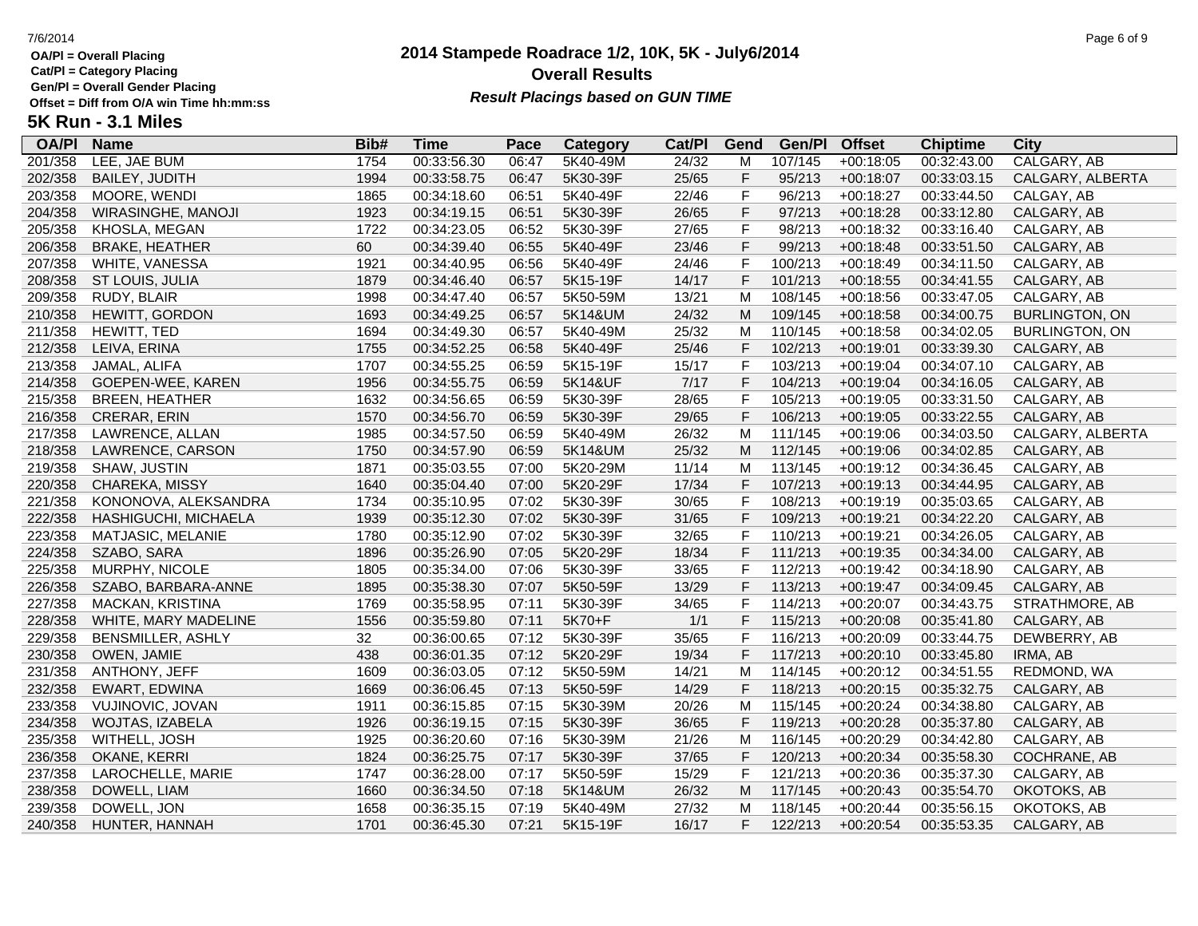# 2014 Stampede Roadrace 1/2, 10K, 5K - July6/2014

## Overall Results

***Result Placings based on GUN TIME***

7/6/2014

**OA/Pl = Overall Placing**
**Cat/Pl = Category Placing**
**Gen/Pl = Overall Gender Placing**
**Offset = Diff from O/A win Time hh:mm:ss**

## 5K Run - 3.1 Miles

| OA/Pl | Name | Bib# | Time | Pace | Category | Cat/Pl | Gend | Gen/Pl | Offset | Chiptime | City |
|---|---|---|---|---|---|---|---|---|---|---|---|
| 201/358 | LEE, JAE BUM | 1754 | 00:33:56.30 | 06:47 | 5K40-49M | 24/32 | M | 107/145 | +00:18:05 | 00:32:43.00 | CALGARY, AB |
| 202/358 | BAILEY, JUDITH | 1994 | 00:33:58.75 | 06:47 | 5K30-39F | 25/65 | F | 95/213 | +00:18:07 | 00:33:03.15 | CALGARY, ALBERTA |
| 203/358 | MOORE, WENDI | 1865 | 00:34:18.60 | 06:51 | 5K40-49F | 22/46 | F | 96/213 | +00:18:27 | 00:33:44.50 | CALGAY, AB |
| 204/358 | WIRASINGHE, MANOJI | 1923 | 00:34:19.15 | 06:51 | 5K30-39F | 26/65 | F | 97/213 | +00:18:28 | 00:33:12.80 | CALGARY, AB |
| 205/358 | KHOSLA, MEGAN | 1722 | 00:34:23.05 | 06:52 | 5K30-39F | 27/65 | F | 98/213 | +00:18:32 | 00:33:16.40 | CALGARY, AB |
| 206/358 | BRAKE, HEATHER | 60 | 00:34:39.40 | 06:55 | 5K40-49F | 23/46 | F | 99/213 | +00:18:48 | 00:33:51.50 | CALGARY, AB |
| 207/358 | WHITE, VANESSA | 1921 | 00:34:40.95 | 06:56 | 5K40-49F | 24/46 | F | 100/213 | +00:18:49 | 00:34:11.50 | CALGARY, AB |
| 208/358 | ST LOUIS, JULIA | 1879 | 00:34:46.40 | 06:57 | 5K15-19F | 14/17 | F | 101/213 | +00:18:55 | 00:34:41.55 | CALGARY, AB |
| 209/358 | RUDY, BLAIR | 1998 | 00:34:47.40 | 06:57 | 5K50-59M | 13/21 | M | 108/145 | +00:18:56 | 00:33:47.05 | CALGARY, AB |
| 210/358 | HEWITT, GORDON | 1693 | 00:34:49.25 | 06:57 | 5K14&UM | 24/32 | M | 109/145 | +00:18:58 | 00:34:00.75 | BURLINGTON, ON |
| 211/358 | HEWITT, TED | 1694 | 00:34:49.30 | 06:57 | 5K40-49M | 25/32 | M | 110/145 | +00:18:58 | 00:34:02.05 | BURLINGTON, ON |
| 212/358 | LEIVA, ERINA | 1755 | 00:34:52.25 | 06:58 | 5K40-49F | 25/46 | F | 102/213 | +00:19:01 | 00:33:39.30 | CALGARY, AB |
| 213/358 | JAMAL, ALIFA | 1707 | 00:34:55.25 | 06:59 | 5K15-19F | 15/17 | F | 103/213 | +00:19:04 | 00:34:07.10 | CALGARY, AB |
| 214/358 | GOEPEN-WEE, KAREN | 1956 | 00:34:55.75 | 06:59 | 5K14&UF | 7/17 | F | 104/213 | +00:19:04 | 00:34:16.05 | CALGARY, AB |
| 215/358 | BREEN, HEATHER | 1632 | 00:34:56.65 | 06:59 | 5K30-39F | 28/65 | F | 105/213 | +00:19:05 | 00:33:31.50 | CALGARY, AB |
| 216/358 | CRERAR, ERIN | 1570 | 00:34:56.70 | 06:59 | 5K30-39F | 29/65 | F | 106/213 | +00:19:05 | 00:33:22.55 | CALGARY, AB |
| 217/358 | LAWRENCE, ALLAN | 1985 | 00:34:57.50 | 06:59 | 5K40-49M | 26/32 | M | 111/145 | +00:19:06 | 00:34:03.50 | CALGARY, ALBERTA |
| 218/358 | LAWRENCE, CARSON | 1750 | 00:34:57.90 | 06:59 | 5K14&UM | 25/32 | M | 112/145 | +00:19:06 | 00:34:02.85 | CALGARY, AB |
| 219/358 | SHAW, JUSTIN | 1871 | 00:35:03.55 | 07:00 | 5K20-29M | 11/14 | M | 113/145 | +00:19:12 | 00:34:36.45 | CALGARY, AB |
| 220/358 | CHAREKA, MISSY | 1640 | 00:35:04.40 | 07:00 | 5K20-29F | 17/34 | F | 107/213 | +00:19:13 | 00:34:44.95 | CALGARY, AB |
| 221/358 | KONONOVA, ALEKSANDRA | 1734 | 00:35:10.95 | 07:02 | 5K30-39F | 30/65 | F | 108/213 | +00:19:19 | 00:35:03.65 | CALGARY, AB |
| 222/358 | HASHIGUCHI, MICHAELA | 1939 | 00:35:12.30 | 07:02 | 5K30-39F | 31/65 | F | 109/213 | +00:19:21 | 00:34:22.20 | CALGARY, AB |
| 223/358 | MATJASIC, MELANIE | 1780 | 00:35:12.90 | 07:02 | 5K30-39F | 32/65 | F | 110/213 | +00:19:21 | 00:34:26.05 | CALGARY, AB |
| 224/358 | SZABO, SARA | 1896 | 00:35:26.90 | 07:05 | 5K20-29F | 18/34 | F | 111/213 | +00:19:35 | 00:34:34.00 | CALGARY, AB |
| 225/358 | MURPHY, NICOLE | 1805 | 00:35:34.00 | 07:06 | 5K30-39F | 33/65 | F | 112/213 | +00:19:42 | 00:34:18.90 | CALGARY, AB |
| 226/358 | SZABO, BARBARA-ANNE | 1895 | 00:35:38.30 | 07:07 | 5K50-59F | 13/29 | F | 113/213 | +00:19:47 | 00:34:09.45 | CALGARY, AB |
| 227/358 | MACKAN, KRISTINA | 1769 | 00:35:58.95 | 07:11 | 5K30-39F | 34/65 | F | 114/213 | +00:20:07 | 00:34:43.75 | STRATHMORE, AB |
| 228/358 | WHITE, MARY MADELINE | 1556 | 00:35:59.80 | 07:11 | 5K70+F | 1/1 | F | 115/213 | +00:20:08 | 00:35:41.80 | CALGARY, AB |
| 229/358 | BENSMILLER, ASHLY | 32 | 00:36:00.65 | 07:12 | 5K30-39F | 35/65 | F | 116/213 | +00:20:09 | 00:33:44.75 | DEWBERRY, AB |
| 230/358 | OWEN, JAMIE | 438 | 00:36:01.35 | 07:12 | 5K20-29F | 19/34 | F | 117/213 | +00:20:10 | 00:33:45.80 | IRMA, AB |
| 231/358 | ANTHONY, JEFF | 1609 | 00:36:03.05 | 07:12 | 5K50-59M | 14/21 | M | 114/145 | +00:20:12 | 00:34:51.55 | REDMOND, WA |
| 232/358 | EWART, EDWINA | 1669 | 00:36:06.45 | 07:13 | 5K50-59F | 14/29 | F | 118/213 | +00:20:15 | 00:35:32.75 | CALGARY, AB |
| 233/358 | VUJINOVIC, JOVAN | 1911 | 00:36:15.85 | 07:15 | 5K30-39M | 20/26 | M | 115/145 | +00:20:24 | 00:34:38.80 | CALGARY, AB |
| 234/358 | WOJTAS, IZABELA | 1926 | 00:36:19.15 | 07:15 | 5K30-39F | 36/65 | F | 119/213 | +00:20:28 | 00:35:37.80 | CALGARY, AB |
| 235/358 | WITHELL, JOSH | 1925 | 00:36:20.60 | 07:16 | 5K30-39M | 21/26 | M | 116/145 | +00:20:29 | 00:34:42.80 | CALGARY, AB |
| 236/358 | OKANE, KERRI | 1824 | 00:36:25.75 | 07:17 | 5K30-39F | 37/65 | F | 120/213 | +00:20:34 | 00:35:58.30 | COCHRANE, AB |
| 237/358 | LAROCHELLE, MARIE | 1747 | 00:36:28.00 | 07:17 | 5K50-59F | 15/29 | F | 121/213 | +00:20:36 | 00:35:37.30 | CALGARY, AB |
| 238/358 | DOWELL, LIAM | 1660 | 00:36:34.50 | 07:18 | 5K14&UM | 26/32 | M | 117/145 | +00:20:43 | 00:35:54.70 | OKOTOKS, AB |
| 239/358 | DOWELL, JON | 1658 | 00:36:35.15 | 07:19 | 5K40-49M | 27/32 | M | 118/145 | +00:20:44 | 00:35:56.15 | OKOTOKS, AB |
| 240/358 | HUNTER, HANNAH | 1701 | 00:36:45.30 | 07:21 | 5K15-19F | 16/17 | F | 122/213 | +00:20:54 | 00:35:53.35 | CALGARY, AB |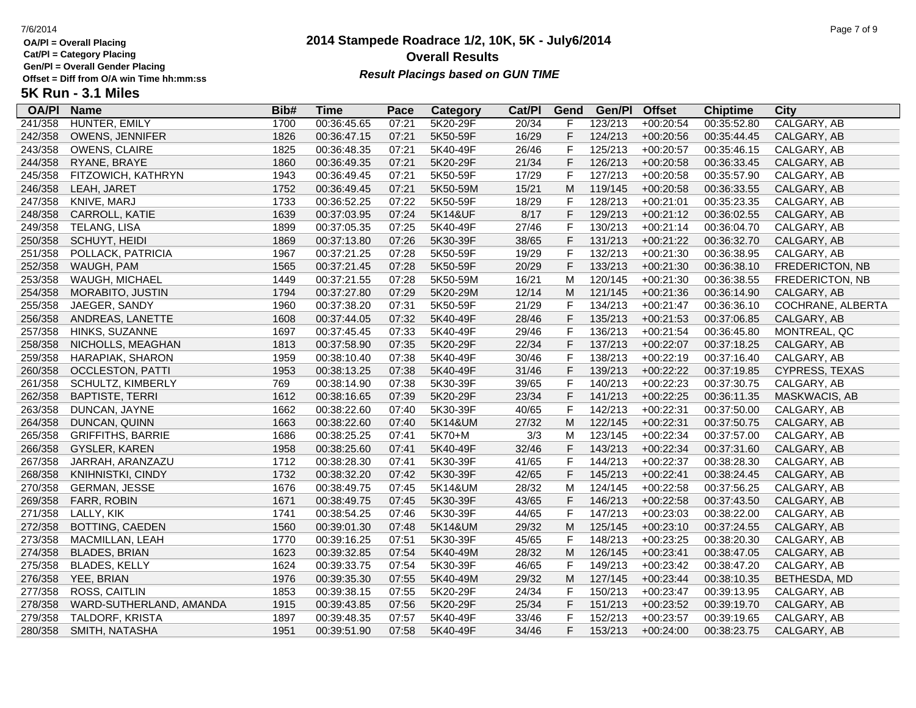**OA/Pl = Overall Placing**
**Cat/Pl = Category Placing**
**Gen/Pl = Overall Gender Placing**
**Offset = Diff from O/A win Time hh:mm:ss**

# 2014 Stampede Roadrace 1/2, 10K, 5K - July6/2014

## Overall Results

***Result Placings based on GUN TIME***

## 5K Run - 3.1 Miles

| OA/Pl | Name | Bib# | Time | Pace | Category | Cat/Pl | Gend | Gen/Pl | Offset | Chiptime | City |
|---|---|---|---|---|---|---|---|---|---|---|---|
| 241/358 | HUNTER, EMILY | 1700 | 00:36:45.65 | 07:21 | 5K20-29F | 20/34 | F | 123/213 | +00:20:54 | 00:35:52.80 | CALGARY, AB |
| 242/358 | OWENS, JENNIFER | 1826 | 00:36:47.15 | 07:21 | 5K50-59F | 16/29 | F | 124/213 | +00:20:56 | 00:35:44.45 | CALGARY, AB |
| 243/358 | OWENS, CLAIRE | 1825 | 00:36:48.35 | 07:21 | 5K40-49F | 26/46 | F | 125/213 | +00:20:57 | 00:35:46.15 | CALGARY, AB |
| 244/358 | RYANE, BRAYE | 1860 | 00:36:49.35 | 07:21 | 5K20-29F | 21/34 | F | 126/213 | +00:20:58 | 00:36:33.45 | CALGARY, AB |
| 245/358 | FITZOWICH, KATHRYN | 1943 | 00:36:49.45 | 07:21 | 5K50-59F | 17/29 | F | 127/213 | +00:20:58 | 00:35:57.90 | CALGARY, AB |
| 246/358 | LEAH, JARET | 1752 | 00:36:49.45 | 07:21 | 5K50-59M | 15/21 | M | 119/145 | +00:20:58 | 00:36:33.55 | CALGARY, AB |
| 247/358 | KNIVE, MARJ | 1733 | 00:36:52.25 | 07:22 | 5K50-59F | 18/29 | F | 128/213 | +00:21:01 | 00:35:23.35 | CALGARY, AB |
| 248/358 | CARROLL, KATIE | 1639 | 00:37:03.95 | 07:24 | 5K14&UF | 8/17 | F | 129/213 | +00:21:12 | 00:36:02.55 | CALGARY, AB |
| 249/358 | TELANG, LISA | 1899 | 00:37:05.35 | 07:25 | 5K40-49F | 27/46 | F | 130/213 | +00:21:14 | 00:36:04.70 | CALGARY, AB |
| 250/358 | SCHUYT, HEIDI | 1869 | 00:37:13.80 | 07:26 | 5K30-39F | 38/65 | F | 131/213 | +00:21:22 | 00:36:32.70 | CALGARY, AB |
| 251/358 | POLLACK, PATRICIA | 1967 | 00:37:21.25 | 07:28 | 5K50-59F | 19/29 | F | 132/213 | +00:21:30 | 00:36:38.95 | CALGARY, AB |
| 252/358 | WAUGH, PAM | 1565 | 00:37:21.45 | 07:28 | 5K50-59F | 20/29 | F | 133/213 | +00:21:30 | 00:36:38.10 | FREDERICTON, NB |
| 253/358 | WAUGH, MICHAEL | 1449 | 00:37:21.55 | 07:28 | 5K50-59M | 16/21 | M | 120/145 | +00:21:30 | 00:36:38.55 | FREDERICTON, NB |
| 254/358 | MORABITO, JUSTIN | 1794 | 00:37:27.80 | 07:29 | 5K20-29M | 12/14 | M | 121/145 | +00:21:36 | 00:36:14.90 | CALGARY, AB |
| 255/358 | JAEGER, SANDY | 1960 | 00:37:38.20 | 07:31 | 5K50-59F | 21/29 | F | 134/213 | +00:21:47 | 00:36:36.10 | COCHRANE, ALBERTA |
| 256/358 | ANDREAS, LANETTE | 1608 | 00:37:44.05 | 07:32 | 5K40-49F | 28/46 | F | 135/213 | +00:21:53 | 00:37:06.85 | CALGARY, AB |
| 257/358 | HINKS, SUZANNE | 1697 | 00:37:45.45 | 07:33 | 5K40-49F | 29/46 | F | 136/213 | +00:21:54 | 00:36:45.80 | MONTREAL, QC |
| 258/358 | NICHOLLS, MEAGHAN | 1813 | 00:37:58.90 | 07:35 | 5K20-29F | 22/34 | F | 137/213 | +00:22:07 | 00:37:18.25 | CALGARY, AB |
| 259/358 | HARAPIAK, SHARON | 1959 | 00:38:10.40 | 07:38 | 5K40-49F | 30/46 | F | 138/213 | +00:22:19 | 00:37:16.40 | CALGARY, AB |
| 260/358 | OCCLESTON, PATTI | 1953 | 00:38:13.25 | 07:38 | 5K40-49F | 31/46 | F | 139/213 | +00:22:22 | 00:37:19.85 | CYPRESS, TEXAS |
| 261/358 | SCHULTZ, KIMBERLY | 769 | 00:38:14.90 | 07:38 | 5K30-39F | 39/65 | F | 140/213 | +00:22:23 | 00:37:30.75 | CALGARY, AB |
| 262/358 | BAPTISTE, TERRI | 1612 | 00:38:16.65 | 07:39 | 5K20-29F | 23/34 | F | 141/213 | +00:22:25 | 00:36:11.35 | MASKWACIS, AB |
| 263/358 | DUNCAN, JAYNE | 1662 | 00:38:22.60 | 07:40 | 5K30-39F | 40/65 | F | 142/213 | +00:22:31 | 00:37:50.00 | CALGARY, AB |
| 264/358 | DUNCAN, QUINN | 1663 | 00:38:22.60 | 07:40 | 5K14&UM | 27/32 | M | 122/145 | +00:22:31 | 00:37:50.75 | CALGARY, AB |
| 265/358 | GRIFFITHS, BARRIE | 1686 | 00:38:25.25 | 07:41 | 5K70+M | 3/3 | M | 123/145 | +00:22:34 | 00:37:57.00 | CALGARY, AB |
| 266/358 | GYSLER, KAREN | 1958 | 00:38:25.60 | 07:41 | 5K40-49F | 32/46 | F | 143/213 | +00:22:34 | 00:37:31.60 | CALGARY, AB |
| 267/358 | JARRAH, ARANZAZU | 1712 | 00:38:28.30 | 07:41 | 5K30-39F | 41/65 | F | 144/213 | +00:22:37 | 00:38:28.30 | CALGARY, AB |
| 268/358 | KNIHNISTKI, CINDY | 1732 | 00:38:32.20 | 07:42 | 5K30-39F | 42/65 | F | 145/213 | +00:22:41 | 00:38:24.45 | CALGARY, AB |
| 270/358 | GERMAN, JESSE | 1676 | 00:38:49.75 | 07:45 | 5K14&UM | 28/32 | M | 124/145 | +00:22:58 | 00:37:56.25 | CALGARY, AB |
| 269/358 | FARR, ROBIN | 1671 | 00:38:49.75 | 07:45 | 5K30-39F | 43/65 | F | 146/213 | +00:22:58 | 00:37:43.50 | CALGARY, AB |
| 271/358 | LALLY, KIK | 1741 | 00:38:54.25 | 07:46 | 5K30-39F | 44/65 | F | 147/213 | +00:23:03 | 00:38:22.00 | CALGARY, AB |
| 272/358 | BOTTING, CAEDEN | 1560 | 00:39:01.30 | 07:48 | 5K14&UM | 29/32 | M | 125/145 | +00:23:10 | 00:37:24.55 | CALGARY, AB |
| 273/358 | MACMILLAN, LEAH | 1770 | 00:39:16.25 | 07:51 | 5K30-39F | 45/65 | F | 148/213 | +00:23:25 | 00:38:20.30 | CALGARY, AB |
| 274/358 | BLADES, BRIAN | 1623 | 00:39:32.85 | 07:54 | 5K40-49M | 28/32 | M | 126/145 | +00:23:41 | 00:38:47.05 | CALGARY, AB |
| 275/358 | BLADES, KELLY | 1624 | 00:39:33.75 | 07:54 | 5K30-39F | 46/65 | F | 149/213 | +00:23:42 | 00:38:47.20 | CALGARY, AB |
| 276/358 | YEE, BRIAN | 1976 | 00:39:35.30 | 07:55 | 5K40-49M | 29/32 | M | 127/145 | +00:23:44 | 00:38:10.35 | BETHESDA, MD |
| 277/358 | ROSS, CAITLIN | 1853 | 00:39:38.15 | 07:55 | 5K20-29F | 24/34 | F | 150/213 | +00:23:47 | 00:39:13.95 | CALGARY, AB |
| 278/358 | WARD-SUTHERLAND, AMANDA | 1915 | 00:39:43.85 | 07:56 | 5K20-29F | 25/34 | F | 151/213 | +00:23:52 | 00:39:19.70 | CALGARY, AB |
| 279/358 | TALDORF, KRISTA | 1897 | 00:39:48.35 | 07:57 | 5K40-49F | 33/46 | F | 152/213 | +00:23:57 | 00:39:19.65 | CALGARY, AB |
| 280/358 | SMITH, NATASHA | 1951 | 00:39:51.90 | 07:58 | 5K40-49F | 34/46 | F | 153/213 | +00:24:00 | 00:38:23.75 | CALGARY, AB |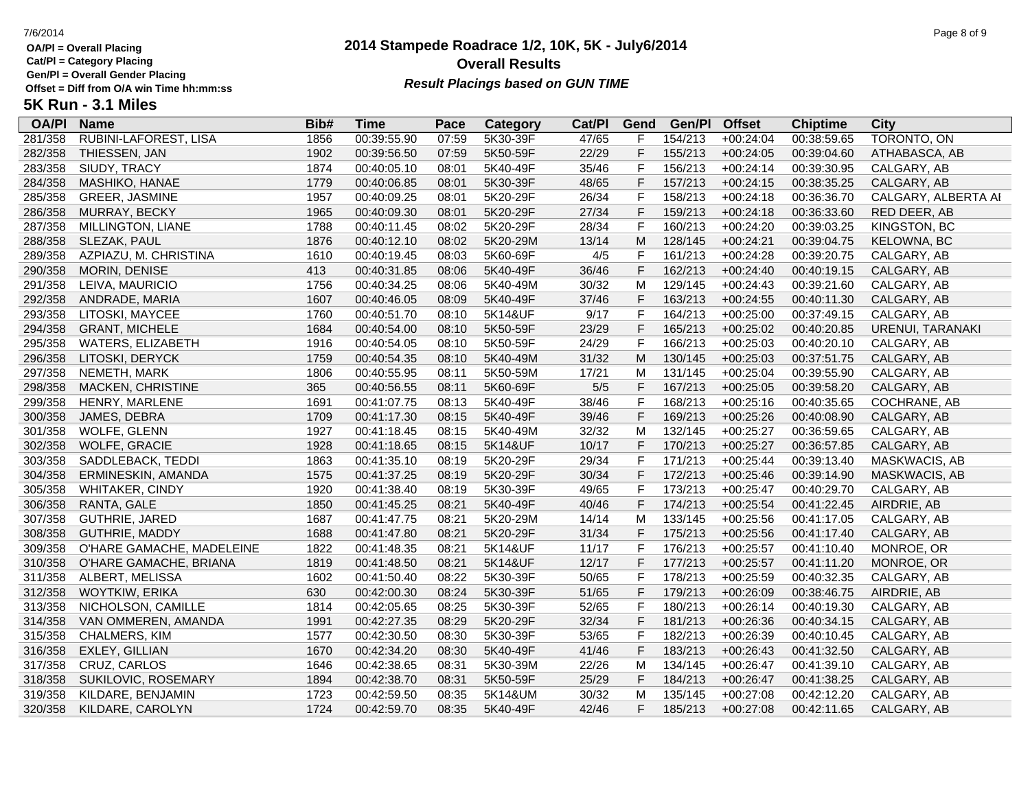**OA/Pl = Overall Placing**
**Cat/Pl = Category Placing**
**Gen/Pl = Overall Gender Placing**
**Offset = Diff from O/A win Time hh:mm:ss**

# 2014 Stampede Roadrace 1/2, 10K, 5K - July6/2014
## Overall Results
***Result Placings based on GUN TIME***

## 5K Run - 3.1 Miles

| OA/Pl | Name | Bib# | Time | Pace | Category | Cat/Pl | Gend | Gen/Pl | Offset | Chiptime | City |
|---|---|---|---|---|---|---|---|---|---|---|---|
| 281/358 | RUBINI-LAFOREST, LISA | 1856 | 00:39:55.90 | 07:59 | 5K30-39F | 47/65 | F | 154/213 | +00:24:04 | 00:38:59.65 | TORONTO, ON |
| 282/358 | THIESSEN, JAN | 1902 | 00:39:56.50 | 07:59 | 5K50-59F | 22/29 | F | 155/213 | +00:24:05 | 00:39:04.60 | ATHABASCA, AB |
| 283/358 | SIUDY, TRACY | 1874 | 00:40:05.10 | 08:01 | 5K40-49F | 35/46 | F | 156/213 | +00:24:14 | 00:39:30.95 | CALGARY, AB |
| 284/358 | MASHIKO, HANAE | 1779 | 00:40:06.85 | 08:01 | 5K30-39F | 48/65 | F | 157/213 | +00:24:15 | 00:38:35.25 | CALGARY, AB |
| 285/358 | GREER, JASMINE | 1957 | 00:40:09.25 | 08:01 | 5K20-29F | 26/34 | F | 158/213 | +00:24:18 | 00:36:36.70 | CALGARY, ALBERTA AI |
| 286/358 | MURRAY, BECKY | 1965 | 00:40:09.30 | 08:01 | 5K20-29F | 27/34 | F | 159/213 | +00:24:18 | 00:36:33.60 | RED DEER, AB |
| 287/358 | MILLINGTON, LIANE | 1788 | 00:40:11.45 | 08:02 | 5K20-29F | 28/34 | F | 160/213 | +00:24:20 | 00:39:03.25 | KINGSTON, BC |
| 288/358 | SLEZAK, PAUL | 1876 | 00:40:12.10 | 08:02 | 5K20-29M | 13/14 | M | 128/145 | +00:24:21 | 00:39:04.75 | KELOWNA, BC |
| 289/358 | AZPIAZU, M. CHRISTINA | 1610 | 00:40:19.45 | 08:03 | 5K60-69F | 4/5 | F | 161/213 | +00:24:28 | 00:39:20.75 | CALGARY, AB |
| 290/358 | MORIN, DENISE | 413 | 00:40:31.85 | 08:06 | 5K40-49F | 36/46 | F | 162/213 | +00:24:40 | 00:40:19.15 | CALGARY, AB |
| 291/358 | LEIVA, MAURICIO | 1756 | 00:40:34.25 | 08:06 | 5K40-49M | 30/32 | M | 129/145 | +00:24:43 | 00:39:21.60 | CALGARY, AB |
| 292/358 | ANDRADE, MARIA | 1607 | 00:40:46.05 | 08:09 | 5K40-49F | 37/46 | F | 163/213 | +00:24:55 | 00:40:11.30 | CALGARY, AB |
| 293/358 | LITOSKI, MAYCEE | 1760 | 00:40:51.70 | 08:10 | 5K14&UF | 9/17 | F | 164/213 | +00:25:00 | 00:37:49.15 | CALGARY, AB |
| 294/358 | GRANT, MICHELE | 1684 | 00:40:54.00 | 08:10 | 5K50-59F | 23/29 | F | 165/213 | +00:25:02 | 00:40:20.85 | URENUI, TARANAKI |
| 295/358 | WATERS, ELIZABETH | 1916 | 00:40:54.05 | 08:10 | 5K50-59F | 24/29 | F | 166/213 | +00:25:03 | 00:40:20.10 | CALGARY, AB |
| 296/358 | LITOSKI, DERYCK | 1759 | 00:40:54.35 | 08:10 | 5K40-49M | 31/32 | M | 130/145 | +00:25:03 | 00:37:51.75 | CALGARY, AB |
| 297/358 | NEMETH, MARK | 1806 | 00:40:55.95 | 08:11 | 5K50-59M | 17/21 | M | 131/145 | +00:25:04 | 00:39:55.90 | CALGARY, AB |
| 298/358 | MACKEN, CHRISTINE | 365 | 00:40:56.55 | 08:11 | 5K60-69F | 5/5 | F | 167/213 | +00:25:05 | 00:39:58.20 | CALGARY, AB |
| 299/358 | HENRY, MARLENE | 1691 | 00:41:07.75 | 08:13 | 5K40-49F | 38/46 | F | 168/213 | +00:25:16 | 00:40:35.65 | COCHRANE, AB |
| 300/358 | JAMES, DEBRA | 1709 | 00:41:17.30 | 08:15 | 5K40-49F | 39/46 | F | 169/213 | +00:25:26 | 00:40:08.90 | CALGARY, AB |
| 301/358 | WOLFE, GLENN | 1927 | 00:41:18.45 | 08:15 | 5K40-49M | 32/32 | M | 132/145 | +00:25:27 | 00:36:59.65 | CALGARY, AB |
| 302/358 | WOLFE, GRACIE | 1928 | 00:41:18.65 | 08:15 | 5K14&UF | 10/17 | F | 170/213 | +00:25:27 | 00:36:57.85 | CALGARY, AB |
| 303/358 | SADDLEBACK, TEDDI | 1863 | 00:41:35.10 | 08:19 | 5K20-29F | 29/34 | F | 171/213 | +00:25:44 | 00:39:13.40 | MASKWACIS, AB |
| 304/358 | ERMINESKIN, AMANDA | 1575 | 00:41:37.25 | 08:19 | 5K20-29F | 30/34 | F | 172/213 | +00:25:46 | 00:39:14.90 | MASKWACIS, AB |
| 305/358 | WHITAKER, CINDY | 1920 | 00:41:38.40 | 08:19 | 5K30-39F | 49/65 | F | 173/213 | +00:25:47 | 00:40:29.70 | CALGARY, AB |
| 306/358 | RANTA, GALE | 1850 | 00:41:45.25 | 08:21 | 5K40-49F | 40/46 | F | 174/213 | +00:25:54 | 00:41:22.45 | AIRDRIE, AB |
| 307/358 | GUTHRIE, JARED | 1687 | 00:41:47.75 | 08:21 | 5K20-29M | 14/14 | M | 133/145 | +00:25:56 | 00:41:17.05 | CALGARY, AB |
| 308/358 | GUTHRIE, MADDY | 1688 | 00:41:47.80 | 08:21 | 5K20-29F | 31/34 | F | 175/213 | +00:25:56 | 00:41:17.40 | CALGARY, AB |
| 309/358 | O'HARE GAMACHE, MADELEINE | 1822 | 00:41:48.35 | 08:21 | 5K14&UF | 11/17 | F | 176/213 | +00:25:57 | 00:41:10.40 | MONROE, OR |
| 310/358 | O'HARE GAMACHE, BRIANA | 1819 | 00:41:48.50 | 08:21 | 5K14&UF | 12/17 | F | 177/213 | +00:25:57 | 00:41:11.20 | MONROE, OR |
| 311/358 | ALBERT, MELISSA | 1602 | 00:41:50.40 | 08:22 | 5K30-39F | 50/65 | F | 178/213 | +00:25:59 | 00:40:32.35 | CALGARY, AB |
| 312/358 | WOYTKIW, ERIKA | 630 | 00:42:00.30 | 08:24 | 5K30-39F | 51/65 | F | 179/213 | +00:26:09 | 00:38:46.75 | AIRDRIE, AB |
| 313/358 | NICHOLSON, CAMILLE | 1814 | 00:42:05.65 | 08:25 | 5K30-39F | 52/65 | F | 180/213 | +00:26:14 | 00:40:19.30 | CALGARY, AB |
| 314/358 | VAN OMMEREN, AMANDA | 1991 | 00:42:27.35 | 08:29 | 5K20-29F | 32/34 | F | 181/213 | +00:26:36 | 00:40:34.15 | CALGARY, AB |
| 315/358 | CHALMERS, KIM | 1577 | 00:42:30.50 | 08:30 | 5K30-39F | 53/65 | F | 182/213 | +00:26:39 | 00:40:10.45 | CALGARY, AB |
| 316/358 | EXLEY, GILLIAN | 1670 | 00:42:34.20 | 08:30 | 5K40-49F | 41/46 | F | 183/213 | +00:26:43 | 00:41:32.50 | CALGARY, AB |
| 317/358 | CRUZ, CARLOS | 1646 | 00:42:38.65 | 08:31 | 5K30-39M | 22/26 | M | 134/145 | +00:26:47 | 00:41:39.10 | CALGARY, AB |
| 318/358 | SUKILOVIC, ROSEMARY | 1894 | 00:42:38.70 | 08:31 | 5K50-59F | 25/29 | F | 184/213 | +00:26:47 | 00:41:38.25 | CALGARY, AB |
| 319/358 | KILDARE, BENJAMIN | 1723 | 00:42:59.50 | 08:35 | 5K14&UM | 30/32 | M | 135/145 | +00:27:08 | 00:42:12.20 | CALGARY, AB |
| 320/358 | KILDARE, CAROLYN | 1724 | 00:42:59.70 | 08:35 | 5K40-49F | 42/46 | F | 185/213 | +00:27:08 | 00:42:11.65 | CALGARY, AB |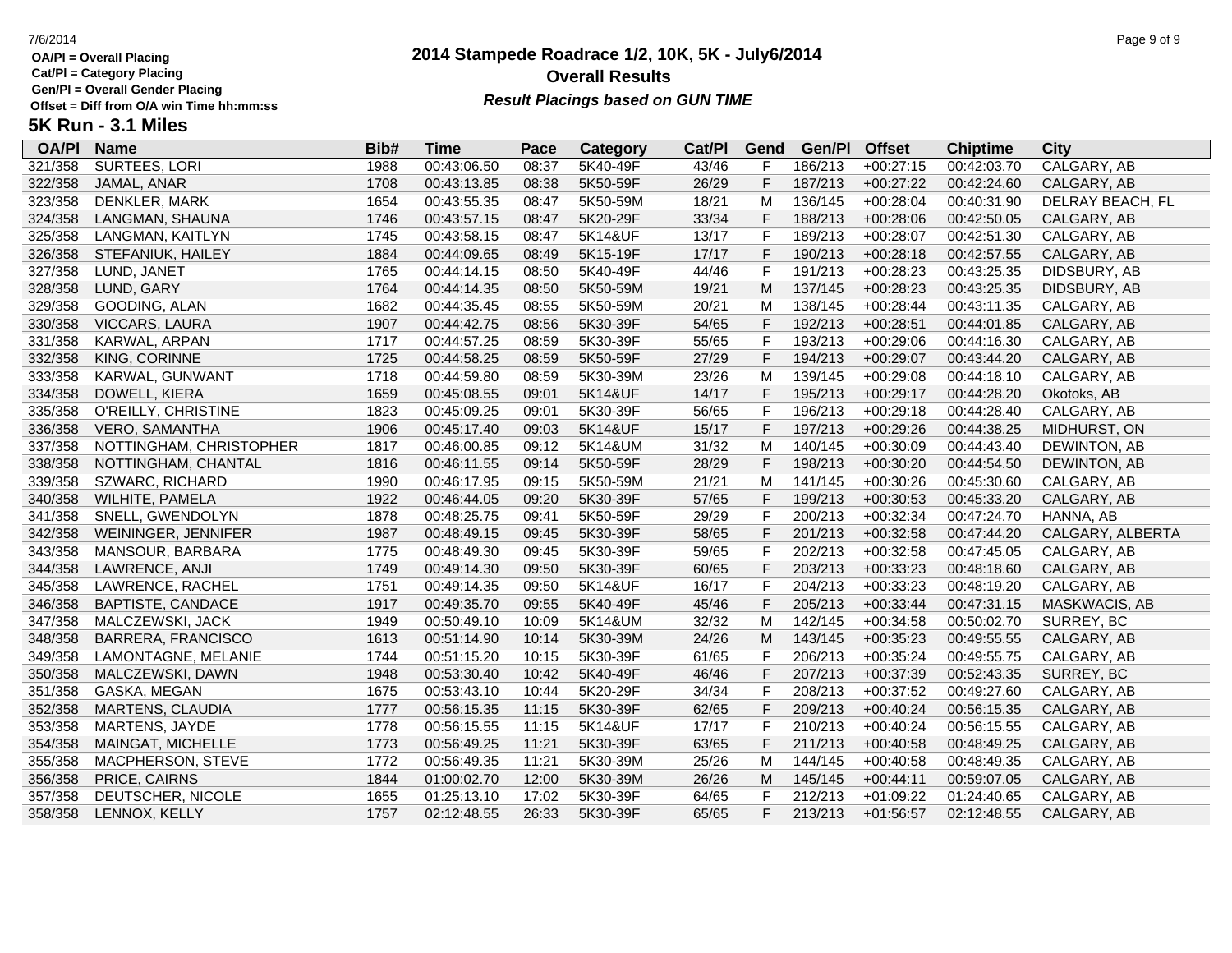OA/Pl = Overall Placing
Cat/Pl = Category Placing
Gen/Pl = Overall Gender Placing
Offset = Diff from O/A win Time hh:mm:ss

# 2014 Stampede Roadrace 1/2, 10K, 5K - July6/2014

## Overall Results

***Result Placings based on GUN TIME***

## 5K Run - 3.1 Miles

| OA/Pl | Name | Bib# | Time | Pace | Category | Cat/Pl | Gend | Gen/Pl | Offset | Chiptime | City |
|---|---|---|---|---|---|---|---|---|---|---|---|
| 321/358 | SURTEES, LORI | 1988 | 00:43:06.50 | 08:37 | 5K40-49F | 43/46 | F | 186/213 | +00:27:15 | 00:42:03.70 | CALGARY, AB |
| 322/358 | JAMAL, ANAR | 1708 | 00:43:13.85 | 08:38 | 5K50-59F | 26/29 | F | 187/213 | +00:27:22 | 00:42:24.60 | CALGARY, AB |
| 323/358 | DENKLER, MARK | 1654 | 00:43:55.35 | 08:47 | 5K50-59M | 18/21 | M | 136/145 | +00:28:04 | 00:40:31.90 | DELRAY BEACH, FL |
| 324/358 | LANGMAN, SHAUNA | 1746 | 00:43:57.15 | 08:47 | 5K20-29F | 33/34 | F | 188/213 | +00:28:06 | 00:42:50.05 | CALGARY, AB |
| 325/358 | LANGMAN, KAITLYN | 1745 | 00:43:58.15 | 08:47 | 5K14&UF | 13/17 | F | 189/213 | +00:28:07 | 00:42:51.30 | CALGARY, AB |
| 326/358 | STEFANIUK, HAILEY | 1884 | 00:44:09.65 | 08:49 | 5K15-19F | 17/17 | F | 190/213 | +00:28:18 | 00:42:57.55 | CALGARY, AB |
| 327/358 | LUND, JANET | 1765 | 00:44:14.15 | 08:50 | 5K40-49F | 44/46 | F | 191/213 | +00:28:23 | 00:43:25.35 | DIDSBURY, AB |
| 328/358 | LUND, GARY | 1764 | 00:44:14.35 | 08:50 | 5K50-59M | 19/21 | M | 137/145 | +00:28:23 | 00:43:25.35 | DIDSBURY, AB |
| 329/358 | GOODING, ALAN | 1682 | 00:44:35.45 | 08:55 | 5K50-59M | 20/21 | M | 138/145 | +00:28:44 | 00:43:11.35 | CALGARY, AB |
| 330/358 | VICCARS, LAURA | 1907 | 00:44:42.75 | 08:56 | 5K30-39F | 54/65 | F | 192/213 | +00:28:51 | 00:44:01.85 | CALGARY, AB |
| 331/358 | KARWAL, ARPAN | 1717 | 00:44:57.25 | 08:59 | 5K30-39F | 55/65 | F | 193/213 | +00:29:06 | 00:44:16.30 | CALGARY, AB |
| 332/358 | KING, CORINNE | 1725 | 00:44:58.25 | 08:59 | 5K50-59F | 27/29 | F | 194/213 | +00:29:07 | 00:43:44.20 | CALGARY, AB |
| 333/358 | KARWAL, GUNWANT | 1718 | 00:44:59.80 | 08:59 | 5K30-39M | 23/26 | M | 139/145 | +00:29:08 | 00:44:18.10 | CALGARY, AB |
| 334/358 | DOWELL, KIERA | 1659 | 00:45:08.55 | 09:01 | 5K14&UF | 14/17 | F | 195/213 | +00:29:17 | 00:44:28.20 | Okotoks, AB |
| 335/358 | O'REILLY, CHRISTINE | 1823 | 00:45:09.25 | 09:01 | 5K30-39F | 56/65 | F | 196/213 | +00:29:18 | 00:44:28.40 | CALGARY, AB |
| 336/358 | VERO, SAMANTHA | 1906 | 00:45:17.40 | 09:03 | 5K14&UF | 15/17 | F | 197/213 | +00:29:26 | 00:44:38.25 | MIDHURST, ON |
| 337/358 | NOTTINGHAM, CHRISTOPHER | 1817 | 00:46:00.85 | 09:12 | 5K14&UM | 31/32 | M | 140/145 | +00:30:09 | 00:44:43.40 | DEWINTON, AB |
| 338/358 | NOTTINGHAM, CHANTAL | 1816 | 00:46:11.55 | 09:14 | 5K50-59F | 28/29 | F | 198/213 | +00:30:20 | 00:44:54.50 | DEWINTON, AB |
| 339/358 | SZWARC, RICHARD | 1990 | 00:46:17.95 | 09:15 | 5K50-59M | 21/21 | M | 141/145 | +00:30:26 | 00:45:30.60 | CALGARY, AB |
| 340/358 | WILHITE, PAMELA | 1922 | 00:46:44.05 | 09:20 | 5K30-39F | 57/65 | F | 199/213 | +00:30:53 | 00:45:33.20 | CALGARY, AB |
| 341/358 | SNELL, GWENDOLYN | 1878 | 00:48:25.75 | 09:41 | 5K50-59F | 29/29 | F | 200/213 | +00:32:34 | 00:47:24.70 | HANNA, AB |
| 342/358 | WEININGER, JENNIFER | 1987 | 00:48:49.15 | 09:45 | 5K30-39F | 58/65 | F | 201/213 | +00:32:58 | 00:47:44.20 | CALGARY, ALBERTA |
| 343/358 | MANSOUR, BARBARA | 1775 | 00:48:49.30 | 09:45 | 5K30-39F | 59/65 | F | 202/213 | +00:32:58 | 00:47:45.05 | CALGARY, AB |
| 344/358 | LAWRENCE, ANJI | 1749 | 00:49:14.30 | 09:50 | 5K30-39F | 60/65 | F | 203/213 | +00:33:23 | 00:48:18.60 | CALGARY, AB |
| 345/358 | LAWRENCE, RACHEL | 1751 | 00:49:14.35 | 09:50 | 5K14&UF | 16/17 | F | 204/213 | +00:33:23 | 00:48:19.20 | CALGARY, AB |
| 346/358 | BAPTISTE, CANDACE | 1917 | 00:49:35.70 | 09:55 | 5K40-49F | 45/46 | F | 205/213 | +00:33:44 | 00:47:31.15 | MASKWACIS, AB |
| 347/358 | MALCZEWSKI, JACK | 1949 | 00:50:49.10 | 10:09 | 5K14&UM | 32/32 | M | 142/145 | +00:34:58 | 00:50:02.70 | SURREY, BC |
| 348/358 | BARRERA, FRANCISCO | 1613 | 00:51:14.90 | 10:14 | 5K30-39M | 24/26 | M | 143/145 | +00:35:23 | 00:49:55.55 | CALGARY, AB |
| 349/358 | LAMONTAGNE, MELANIE | 1744 | 00:51:15.20 | 10:15 | 5K30-39F | 61/65 | F | 206/213 | +00:35:24 | 00:49:55.75 | CALGARY, AB |
| 350/358 | MALCZEWSKI, DAWN | 1948 | 00:53:30.40 | 10:42 | 5K40-49F | 46/46 | F | 207/213 | +00:37:39 | 00:52:43.35 | SURREY, BC |
| 351/358 | GASKA, MEGAN | 1675 | 00:53:43.10 | 10:44 | 5K20-29F | 34/34 | F | 208/213 | +00:37:52 | 00:49:27.60 | CALGARY, AB |
| 352/358 | MARTENS, CLAUDIA | 1777 | 00:56:15.35 | 11:15 | 5K30-39F | 62/65 | F | 209/213 | +00:40:24 | 00:56:15.35 | CALGARY, AB |
| 353/358 | MARTENS, JAYDE | 1778 | 00:56:15.55 | 11:15 | 5K14&UF | 17/17 | F | 210/213 | +00:40:24 | 00:56:15.55 | CALGARY, AB |
| 354/358 | MAINGAT, MICHELLE | 1773 | 00:56:49.25 | 11:21 | 5K30-39F | 63/65 | F | 211/213 | +00:40:58 | 00:48:49.25 | CALGARY, AB |
| 355/358 | MACPHERSON, STEVE | 1772 | 00:56:49.35 | 11:21 | 5K30-39M | 25/26 | M | 144/145 | +00:40:58 | 00:48:49.35 | CALGARY, AB |
| 356/358 | PRICE, CAIRNS | 1844 | 01:00:02.70 | 12:00 | 5K30-39M | 26/26 | M | 145/145 | +00:44:11 | 00:59:07.05 | CALGARY, AB |
| 357/358 | DEUTSCHER, NICOLE | 1655 | 01:25:13.10 | 17:02 | 5K30-39F | 64/65 | F | 212/213 | +01:09:22 | 01:24:40.65 | CALGARY, AB |
| 358/358 | LENNOX, KELLY | 1757 | 02:12:48.55 | 26:33 | 5K30-39F | 65/65 | F | 213/213 | +01:56:57 | 02:12:48.55 | CALGARY, AB |